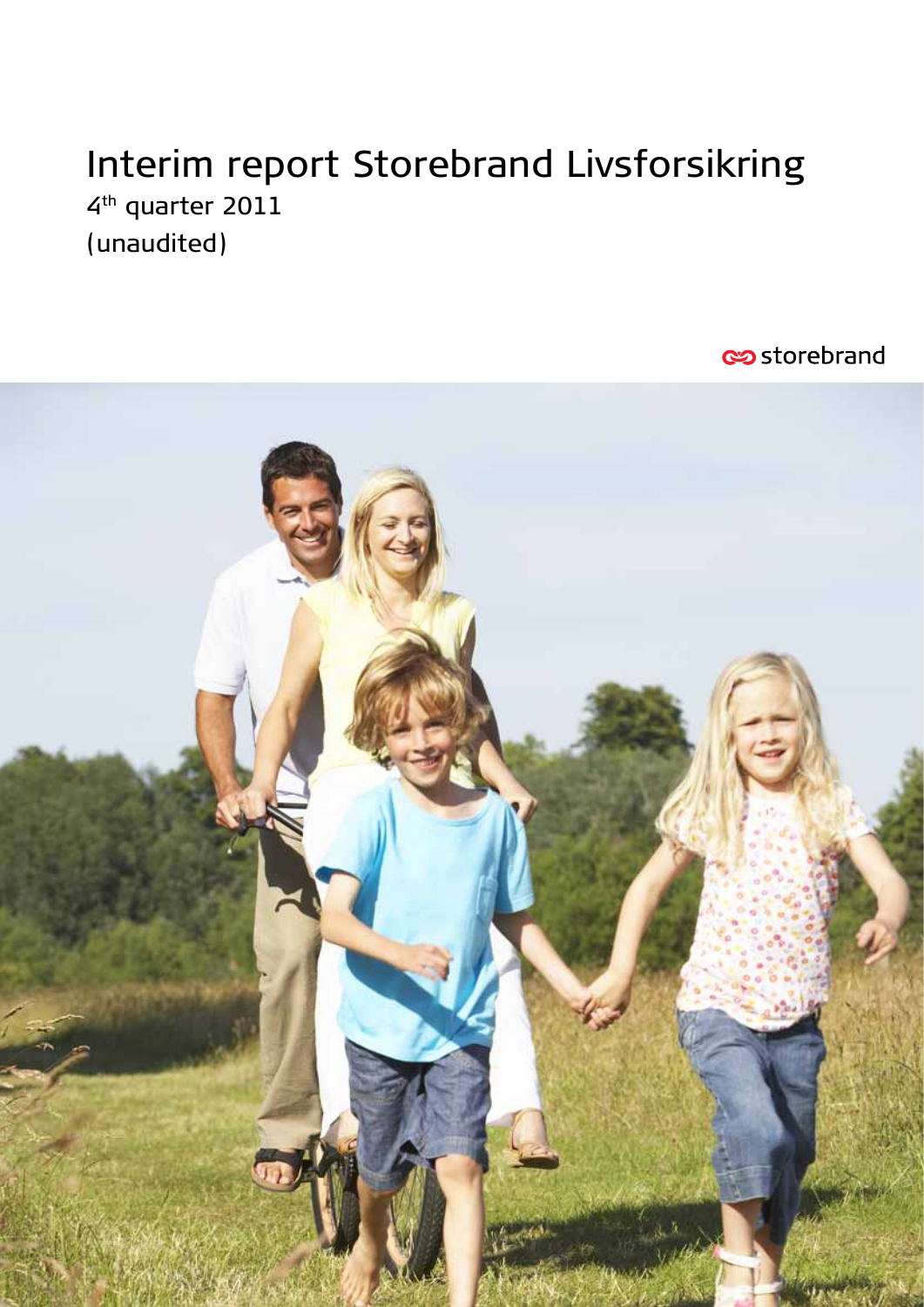# Interim report Storebrand Livsforsikring

4th quarter 2011

(unaudited)

storebrand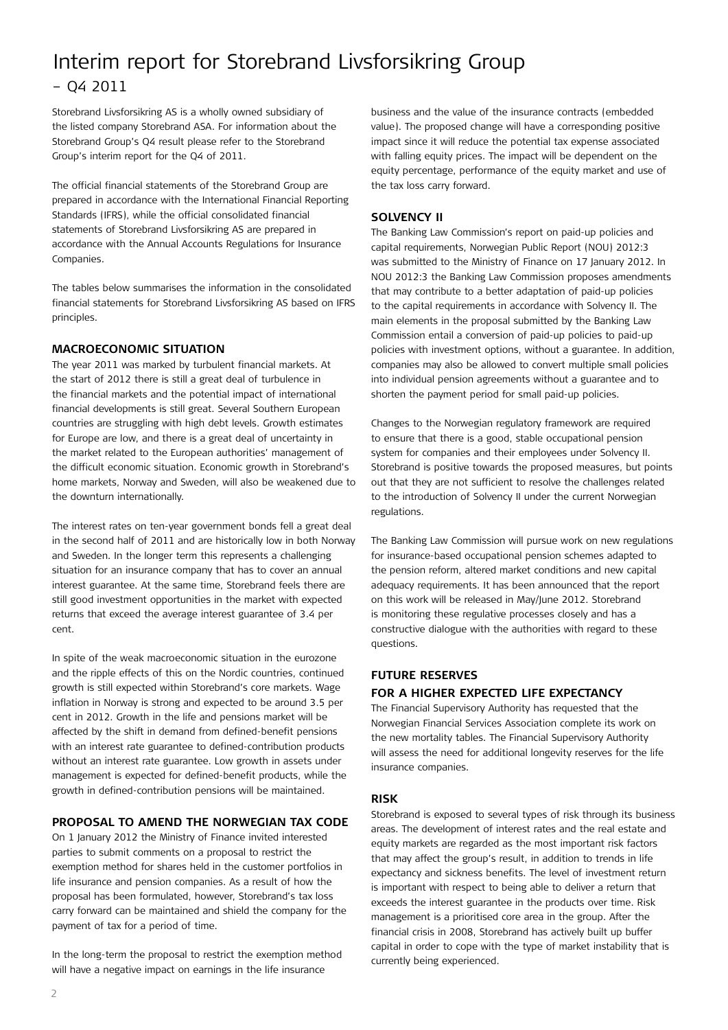# Interim report for Storebrand Livsforsikring Group – Q4 2011

Storebrand Livsforsikring AS is a wholly owned subsidiary of the listed company Storebrand ASA. For information about the Storebrand Group's Q4 result please refer to the Storebrand Group's interim report for the Q4 of 2011.

The official financial statements of the Storebrand Group are prepared in accordance with the International Financial Reporting Standards (IFRS), while the official consolidated financial statements of Storebrand Livsforsikring AS are prepared in accordance with the Annual Accounts Regulations for Insurance Companies.

The tables below summarises the information in the consolidated financial statements for Storebrand Livsforsikring AS based on IFRS principles.

## MACROECONOMIC SITUATION

The year 2011 was marked by turbulent financial markets. At the start of 2012 there is still a great deal of turbulence in the financial markets and the potential impact of international financial developments is still great. Several Southern European countries are struggling with high debt levels. Growth estimates for Europe are low, and there is a great deal of uncertainty in the market related to the European authorities' management of the difficult economic situation. Economic growth in Storebrand's home markets, Norway and Sweden, will also be weakened due to the downturn internationally.

The interest rates on ten-year government bonds fell a great deal in the second half of 2011 and are historically low in both Norway and Sweden. In the longer term this represents a challenging situation for an insurance company that has to cover an annual interest guarantee. At the same time, Storebrand feels there are still good investment opportunities in the market with expected returns that exceed the average interest guarantee of 3.4 per cent.

In spite of the weak macroeconomic situation in the eurozone and the ripple effects of this on the Nordic countries, continued growth is still expected within Storebrand's core markets. Wage inflation in Norway is strong and expected to be around 3.5 per cent in 2012. Growth in the life and pensions market will be affected by the shift in demand from defined-benefit pensions with an interest rate guarantee to defined-contribution products without an interest rate guarantee. Low growth in assets under management is expected for defined-benefit products, while the growth in defined-contribution pensions will be maintained.

## PROPOSAL TO AMEND THE NORWEGIAN TAX CODE

On 1 January 2012 the Ministry of Finance invited interested parties to submit comments on a proposal to restrict the exemption method for shares held in the customer portfolios in life insurance and pension companies. As a result of how the proposal has been formulated, however, Storebrand's tax loss carry forward can be maintained and shield the company for the payment of tax for a period of time.

In the long-term the proposal to restrict the exemption method will have a negative impact on earnings in the life insurance business and the value of the insurance contracts (embedded value). The proposed change will have a corresponding positive impact since it will reduce the potential tax expense associated with falling equity prices. The impact will be dependent on the equity percentage, performance of the equity market and use of the tax loss carry forward.

## SOLVENCY II

The Banking Law Commission's report on paid-up policies and capital requirements, Norwegian Public Report (NOU) 2012:3 was submitted to the Ministry of Finance on 17 January 2012. In NOU 2012:3 the Banking Law Commission proposes amendments that may contribute to a better adaptation of paid-up policies to the capital requirements in accordance with Solvency II. The main elements in the proposal submitted by the Banking Law Commission entail a conversion of paid-up policies to paid-up policies with investment options, without a guarantee. In addition, companies may also be allowed to convert multiple small policies into individual pension agreements without a guarantee and to shorten the payment period for small paid-up policies.

Changes to the Norwegian regulatory framework are required to ensure that there is a good, stable occupational pension system for companies and their employees under Solvency II. Storebrand is positive towards the proposed measures, but points out that they are not sufficient to resolve the challenges related to the introduction of Solvency II under the current Norwegian regulations.

The Banking Law Commission will pursue work on new regulations for insurance-based occupational pension schemes adapted to the pension reform, altered market conditions and new capital adequacy requirements. It has been announced that the report on this work will be released in May/June 2012. Storebrand is monitoring these regulative processes closely and has a constructive dialogue with the authorities with regard to these questions.

## FUTURE RESERVES FOR A HIGHER EXPECTED LIFE EXPECTANCY

The Financial Supervisory Authority has requested that the Norwegian Financial Services Association complete its work on the new mortality tables. The Financial Supervisory Authority will assess the need for additional longevity reserves for the life insurance companies.

## RISK

Storebrand is exposed to several types of risk through its business areas. The development of interest rates and the real estate and equity markets are regarded as the most important risk factors that may affect the group's result, in addition to trends in life expectancy and sickness benefits. The level of investment return is important with respect to being able to deliver a return that exceeds the interest guarantee in the products over time. Risk management is a prioritised core area in the group. After the financial crisis in 2008, Storebrand has actively built up buffer capital in order to cope with the type of market instability that is currently being experienced.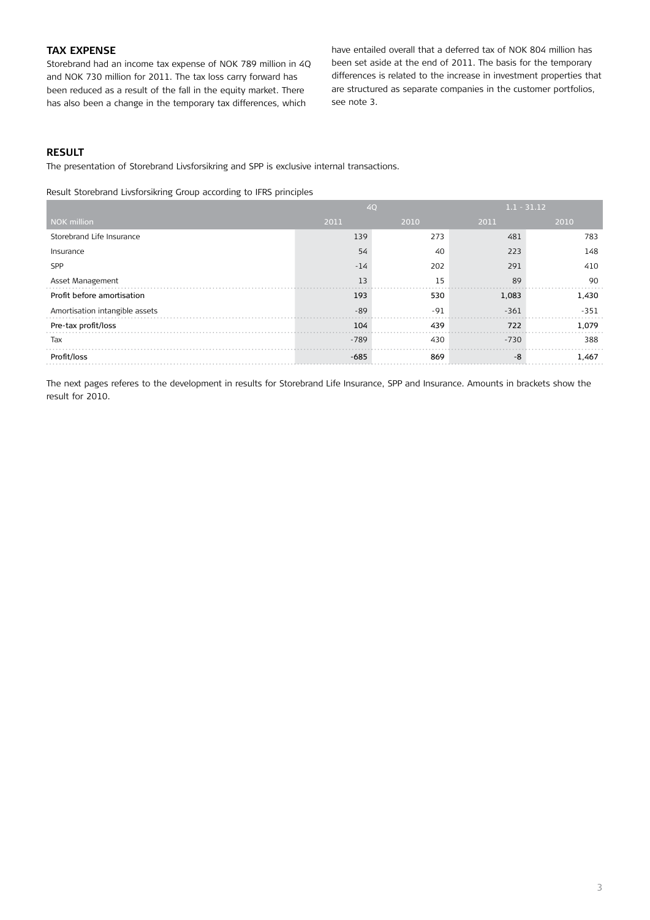## TAX EXPENSE

Storebrand had an income tax expense of NOK 789 million in 4Q and NOK 730 million for 2011. The tax loss carry forward has been reduced as a result of the fall in the equity market. There has also been a change in the temporary tax differences, which have entailed overall that a deferred tax of NOK 804 million has been set aside at the end of 2011. The basis for the temporary differences is related to the increase in investment properties that are structured as separate companies in the customer portfolios, see note 3.

## RESULT

The presentation of Storebrand Livsforsikring and SPP is exclusive internal transactions.

Result Storebrand Livsforsikring Group according to IFRS principles

| | 4Q | | 1.1 - 31.12 | |
|---|---|---|---|---|
| NOK million | 2011 | 2010 | 2011 | 2010 |
| Storebrand Life Insurance | 139 | 273 | 481 | 783 |
| Insurance | 54 | 40 | 223 | 148 |
| SPP | -14 | 202 | 291 | 410 |
| Asset Management | 13 | 15 | 89 | 90 |
| Profit before amortisation | 193 | 530 | 1,083 | 1,430 |
| Amortisation intangible assets | -89 | -91 | -361 | -351 |
| Pre-tax profit/loss | 104 | 439 | 722 | 1,079 |
| Tax | -789 | 430 | -730 | 388 |
| Profit/loss | -685 | 869 | -8 | 1,467 |

The next pages referes to the development in results for Storebrand Life Insurance, SPP and Insurance. Amounts in brackets show the result for 2010.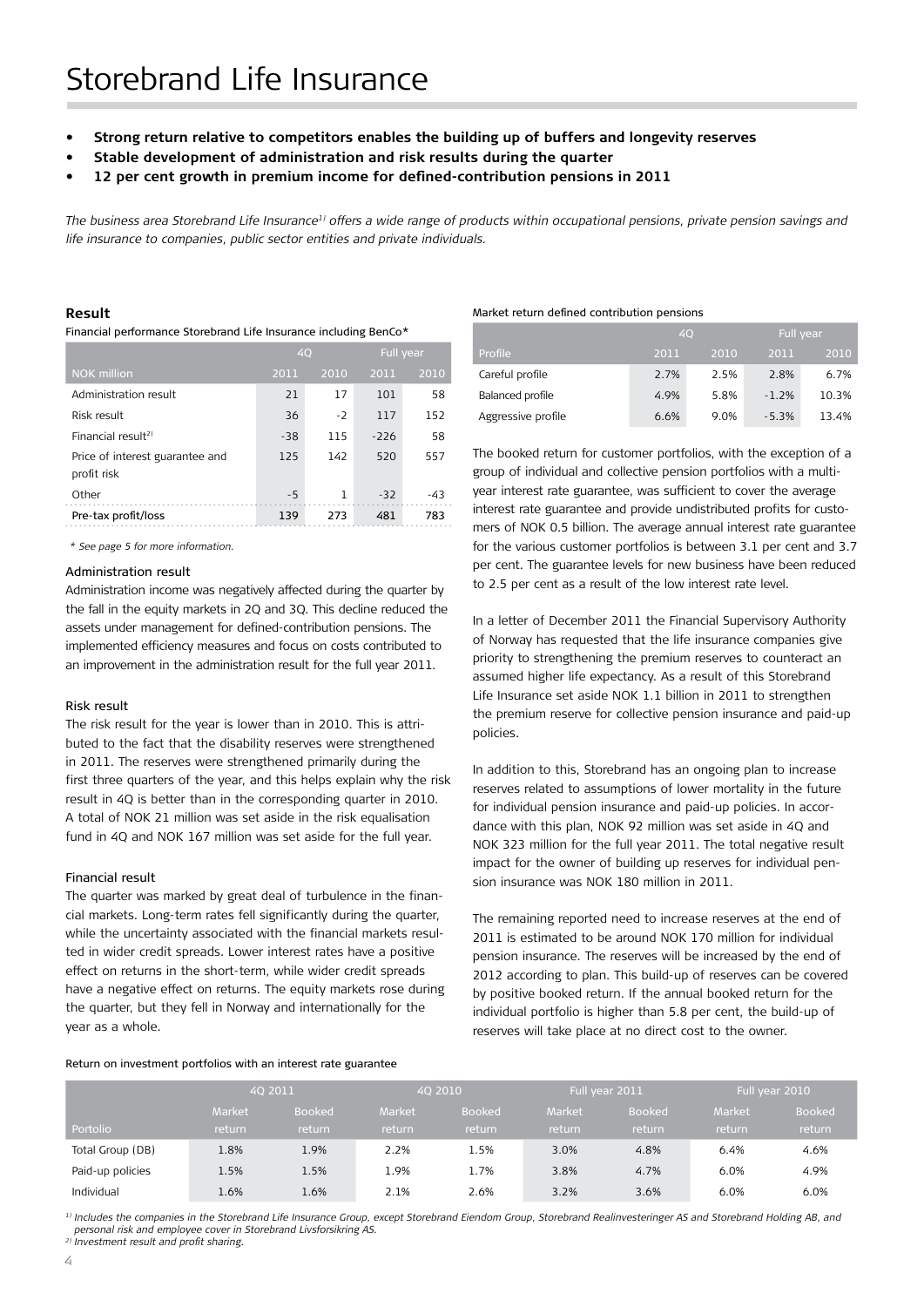# Storebrand Life Insurance

- **Strong return relative to competitors enables the building up of buffers and longevity reserves**
- **Stable development of administration and risk results during the quarter**
- **12 per cent growth in premium income for defined-contribution pensions in 2011**

*The business area Storebrand Life Insurance[1] offers a wide range of products within occupational pensions, private pension savings and life insurance to companies, public sector entities and private individuals.*

### Result

Financial performance Storebrand Life Insurance including BenCo*

| | 4Q | | Full year | |
|---|---|---|---|---|
| NOK million | 2011 | 2010 | 2011 | 2010 |
| Administration result | 21 | 17 | 101 | 58 |
| Risk result | 36 | -2 | 117 | 152 |
| Financial result[2] | -38 | 115 | -226 | 58 |
| Price of interest guarantee and profit risk | 125 | 142 | 520 | 557 |
| Other | -5 | 1 | -32 | -43 |
| Pre-tax profit/loss | 139 | 273 | 481 | 783 |

*\* See page 5 for more information.*

#### Administration result

Administration income was negatively affected during the quarter by the fall in the equity markets in 2Q and 3Q. This decline reduced the assets under management for defined-contribution pensions. The implemented efficiency measures and focus on costs contributed to an improvement in the administration result for the full year 2011.

#### Risk result

The risk result for the year is lower than in 2010. This is attributed to the fact that the disability reserves were strengthened in 2011. The reserves were strengthened primarily during the first three quarters of the year, and this helps explain why the risk result in 4Q is better than in the corresponding quarter in 2010. A total of NOK 21 million was set aside in the risk equalisation fund in 4Q and NOK 167 million was set aside for the full year.

#### Financial result

The quarter was marked by great deal of turbulence in the financial markets. Long-term rates fell significantly during the quarter, while the uncertainty associated with the financial markets resulted in wider credit spreads. Lower interest rates have a positive effect on returns in the short-term, while wider credit spreads have a negative effect on returns. The equity markets rose during the quarter, but they fell in Norway and internationally for the year as a whole.

Market return defined contribution pensions

| | 4Q | | Full year | |
|---|---|---|---|---|
| Profile | 2011 | 2010 | 2011 | 2010 |
| Careful profile | 2.7% | 2.5% | 2.8% | 6.7% |
| Balanced profile | 4.9% | 5.8% | -1.2% | 10.3% |
| Aggressive profile | 6.6% | 9.0% | -5.3% | 13.4% |

The booked return for customer portfolios, with the exception of a group of individual and collective pension portfolios with a multi-year interest rate guarantee, was sufficient to cover the average interest rate guarantee and provide undistributed profits for customers of NOK 0.5 billion. The average annual interest rate guarantee for the various customer portfolios is between 3.1 per cent and 3.7 per cent. The guarantee levels for new business have been reduced to 2.5 per cent as a result of the low interest rate level.

In a letter of December 2011 the Financial Supervisory Authority of Norway has requested that the life insurance companies give priority to strengthening the premium reserves to counteract an assumed higher life expectancy. As a result of this Storebrand Life Insurance set aside NOK 1.1 billion in 2011 to strengthen the premium reserve for collective pension insurance and paid-up policies.

In addition to this, Storebrand has an ongoing plan to increase reserves related to assumptions of lower mortality in the future for individual pension insurance and paid-up policies. In accordance with this plan, NOK 92 million was set aside in 4Q and NOK 323 million for the full year 2011. The total negative result impact for the owner of building up reserves for individual pension insurance was NOK 180 million in 2011.

The remaining reported need to increase reserves at the end of 2011 is estimated to be around NOK 170 million for individual pension insurance. The reserves will be increased by the end of 2012 according to plan. This build-up of reserves can be covered by positive booked return. If the annual booked return for the individual portfolio is higher than 5.8 per cent, the build-up of reserves will take place at no direct cost to the owner.

Return on investment portfolios with an interest rate guarantee

| | 4Q 2011 | | 4Q 2010 | | Full year 2011 | | Full year 2010 | |
|---|---|---|---|---|---|---|---|---|
| Portolio | Market return | Booked return | Market return | Booked return | Market return | Booked return | Market return | Booked return |
| Total Group (DB) | 1.8% | 1.9% | 2.2% | 1.5% | 3.0% | 4.8% | 6.4% | 4.6% |
| Paid-up policies | 1.5% | 1.5% | 1.9% | 1.7% | 3.8% | 4.7% | 6.0% | 4.9% |
| Individual | 1.6% | 1.6% | 2.1% | 2.6% | 3.2% | 3.6% | 6.0% | 6.0% |

*[1] Includes the companies in the Storebrand Life Insurance Group, except Storebrand Eiendom Group, Storebrand Realinvesteringer AS and Storebrand Holding AB, and personal risk and employee cover in Storebrand Livsforsikring AS.*
*[2] Investment result and profit sharing.*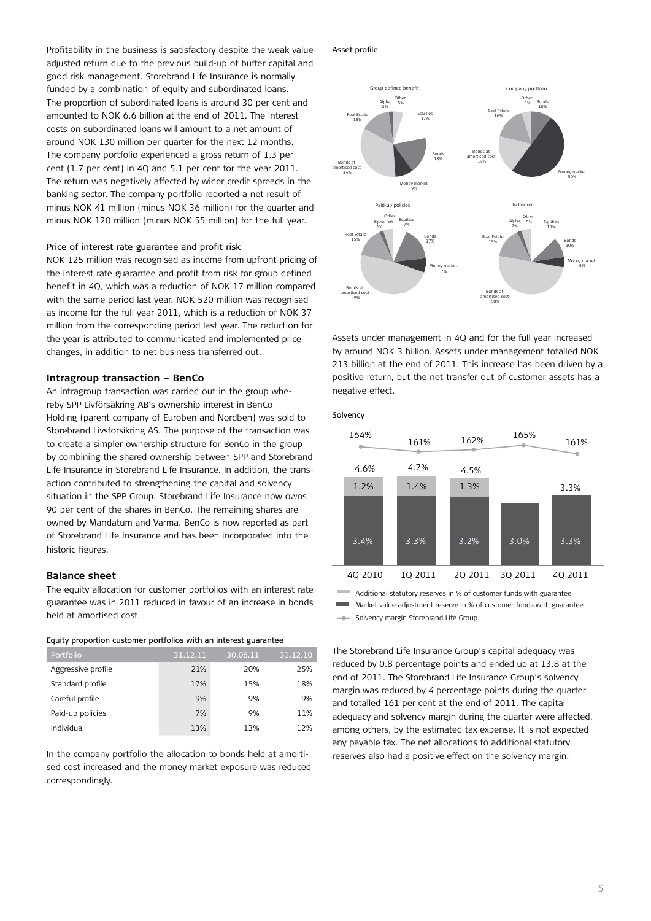Profitability in the business is satisfactory despite the weak value-adjusted return due to the previous build-up of buffer capital and good risk management. Storebrand Life Insurance is normally funded by a combination of equity and subordinated loans. The proportion of subordinated loans is around 30 per cent and amounted to NOK 6.6 billion at the end of 2011. The interest costs on subordinated loans will amount to a net amount of around NOK 130 million per quarter for the next 12 months. The company portfolio experienced a gross return of 1.3 per cent (1.7 per cent) in 4Q and 5.1 per cent for the year 2011. The return was negatively affected by wider credit spreads in the banking sector. The company portfolio reported a net result of minus NOK 41 million (minus NOK 36 million) for the quarter and minus NOK 120 million (minus NOK 55 million) for the full year.

#### Price of interest rate guarantee and profit risk

NOK 125 million was recognised as income from upfront pricing of the interest rate guarantee and profit from risk for group defined benefit in 4Q, which was a reduction of NOK 17 million compared with the same period last year. NOK 520 million was recognised as income for the full year 2011, which is a reduction of NOK 37 million from the corresponding period last year. The reduction for the year is attributed to communicated and implemented price changes, in addition to net business transferred out.

### Intragroup transaction – BenCo

An intragroup transaction was carried out in the group whereby SPP Livförsäkring AB's ownership interest in BenCo Holding (parent company of Euroben and Nordben) was sold to Storebrand Livsforsikring AS. The purpose of the transaction was to create a simpler ownership structure for BenCo in the group by combining the shared ownership between SPP and Storebrand Life Insurance in Storebrand Life Insurance. In addition, the transaction contributed to strengthening the capital and solvency situation in the SPP Group. Storebrand Life Insurance now owns 90 per cent of the shares in BenCo. The remaining shares are owned by Mandatum and Varma. BenCo is now reported as part of Storebrand Life Insurance and has been incorporated into the historic figures.

### Balance sheet

The equity allocation for customer portfolios with an interest rate guarantee was in 2011 reduced in favour of an increase in bonds held at amortised cost.

Equity proportion customer portfolios with an interest guarantee

| Portfolio | 31.12.11 | 30.06.11 | 31.12.10 |
|---|---|---|---|
| Aggressive profile | 21% | 20% | 25% |
| Standard profile | 17% | 15% | 18% |
| Careful profile | 9% | 9% | 9% |
| Paid-up policies | 7% | 9% | 11% |
| Individual | 13% | 13% | 12% |

In the company portfolio the allocation to bonds held at amortised cost increased and the money market exposure was reduced correspondingly.

Asset profile

Group defined benefit: Other 5%, Equities 17%, Bonds 18%, Money market 9%, Bonds at amortised cost 34%, Real Estate 15%, Alpha 2%

Company portfolio: Other 5%, Bonds 10%, Money market 50%, Bonds at amortised cost 19%, Real Estate 16%

Paid-up policies: Other 5%, Equities 7%, Bonds 17%, Money market 7%, Bonds at amortised cost 49%, Real Estate 15%, Alpha 2%

Individual: Other 5%, Equities 13%, Bonds 10%, Money market 5%, Bonds at amortised cost 50%, Real Estate 15%, Alpha 2%

Assets under management in 4Q and for the full year increased by around NOK 3 billion. Assets under management totalled NOK 213 billion at the end of 2011. This increase has been driven by a positive return, but the net transfer out of customer assets has a negative effect.

Solvency

| | 4Q 2010 | 1Q 2011 | 2Q 2011 | 3Q 2011 | 4Q 2011 |
|---|---|---|---|---|---|
| Solvency margin Storebrand Life Group | 164% | 161% | 162% | 165% | 161% |
| Total | 4.6% | 4.7% | 4.5% | | 3.3% |
| Additional statutory reserves in % of customer funds with guarantee | 1.2% | 1.4% | 1.3% | | |
| Market value adjustment reserve in % of customer funds with guarantee | 3.4% | 3.3% | 3.2% | 3.0% | 3.3% |

The Storebrand Life Insurance Group's capital adequacy was reduced by 0.8 percentage points and ended up at 13.8 at the end of 2011. The Storebrand Life Insurance Group's solvency margin was reduced by 4 percentage points during the quarter and totalled 161 per cent at the end of 2011. The capital adequacy and solvency margin during the quarter were affected, among others, by the estimated tax expense. It is not expected any payable tax. The net allocations to additional statutory reserves also had a positive effect on the solvency margin.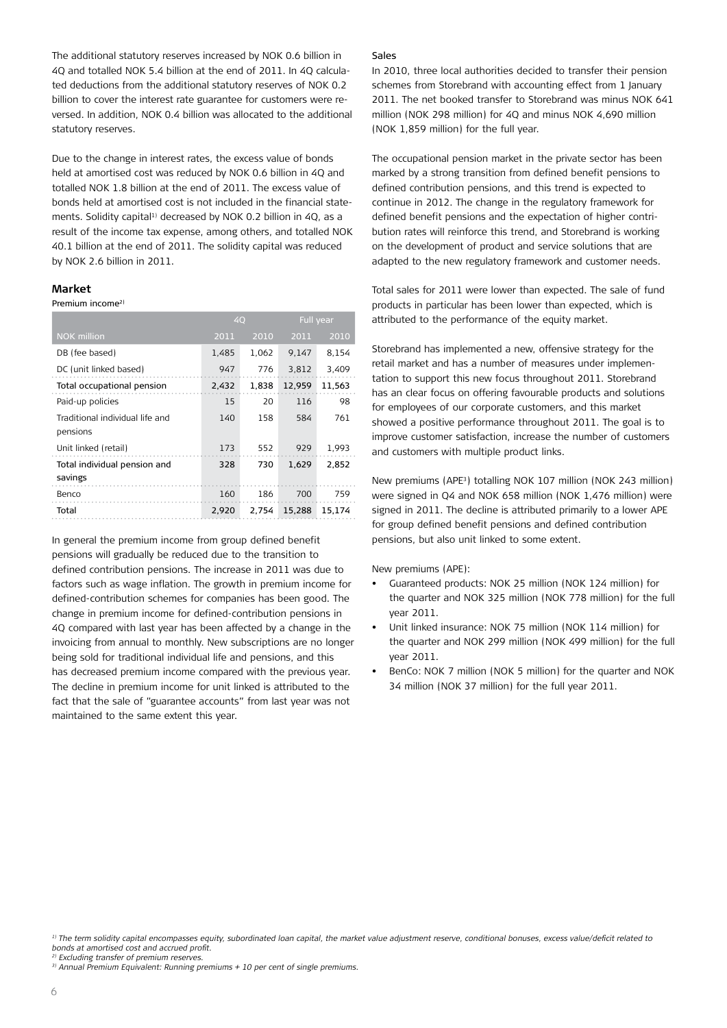The additional statutory reserves increased by NOK 0.6 billion in 4Q and totalled NOK 5.4 billion at the end of 2011. In 4Q calculated deductions from the additional statutory reserves of NOK 0.2 billion to cover the interest rate guarantee for customers were reversed. In addition, NOK 0.4 billion was allocated to the additional statutory reserves.

Due to the change in interest rates, the excess value of bonds held at amortised cost was reduced by NOK 0.6 billion in 4Q and totalled NOK 1.8 billion at the end of 2011. The excess value of bonds held at amortised cost is not included in the financial statements. Solidity capital[1] decreased by NOK 0.2 billion in 4Q, as a result of the income tax expense, among others, and totalled NOK 40.1 billion at the end of 2011. The solidity capital was reduced by NOK 2.6 billion in 2011.

## Market

Premium income[2]

| | 4Q | | Full year | |
|---|---|---|---|---|
| NOK million | 2011 | 2010 | 2011 | 2010 |
| DB (fee based) | 1,485 | 1,062 | 9,147 | 8,154 |
| DC (unit linked based) | 947 | 776 | 3,812 | 3,409 |
| Total occupational pension | 2,432 | 1,838 | 12,959 | 11,563 |
| Paid-up policies | 15 | 20 | 116 | 98 |
| Traditional individual life and pensions | 140 | 158 | 584 | 761 |
| Unit linked (retail) | 173 | 552 | 929 | 1,993 |
| Total individual pension and savings | 328 | 730 | 1,629 | 2,852 |
| Benco | 160 | 186 | 700 | 759 |
| Total | 2,920 | 2,754 | 15,288 | 15,174 |

In general the premium income from group defined benefit pensions will gradually be reduced due to the transition to defined contribution pensions. The increase in 2011 was due to factors such as wage inflation. The growth in premium income for defined-contribution schemes for companies has been good. The change in premium income for defined-contribution pensions in 4Q compared with last year has been affected by a change in the invoicing from annual to monthly. New subscriptions are no longer being sold for traditional individual life and pensions, and this has decreased premium income compared with the previous year. The decline in premium income for unit linked is attributed to the fact that the sale of "guarantee accounts" from last year was not maintained to the same extent this year.

### Sales

In 2010, three local authorities decided to transfer their pension schemes from Storebrand with accounting effect from 1 January 2011. The net booked transfer to Storebrand was minus NOK 641 million (NOK 298 million) for 4Q and minus NOK 4,690 million (NOK 1,859 million) for the full year.

The occupational pension market in the private sector has been marked by a strong transition from defined benefit pensions to defined contribution pensions, and this trend is expected to continue in 2012. The change in the regulatory framework for defined benefit pensions and the expectation of higher contribution rates will reinforce this trend, and Storebrand is working on the development of product and service solutions that are adapted to the new regulatory framework and customer needs.

Total sales for 2011 were lower than expected. The sale of fund products in particular has been lower than expected, which is attributed to the performance of the equity market.

Storebrand has implemented a new, offensive strategy for the retail market and has a number of measures under implementation to support this new focus throughout 2011. Storebrand has an clear focus on offering favourable products and solutions for employees of our corporate customers, and this market showed a positive performance throughout 2011. The goal is to improve customer satisfaction, increase the number of customers and customers with multiple product links.

New premiums (APE[3]) totalling NOK 107 million (NOK 243 million) were signed in Q4 and NOK 658 million (NOK 1,476 million) were signed in 2011. The decline is attributed primarily to a lower APE for group defined benefit pensions and defined contribution pensions, but also unit linked to some extent.

New premiums (APE):

- Guaranteed products: NOK 25 million (NOK 124 million) for the quarter and NOK 325 million (NOK 778 million) for the full year 2011.
- Unit linked insurance: NOK 75 million (NOK 114 million) for the quarter and NOK 299 million (NOK 499 million) for the full year 2011.
- BenCo: NOK 7 million (NOK 5 million) for the quarter and NOK 34 million (NOK 37 million) for the full year 2011.

*[1] The term solidity capital encompasses equity, subordinated loan capital, the market value adjustment reserve, conditional bonuses, excess value/deficit related to bonds at amortised cost and accrued profit.*
*[2] Excluding transfer of premium reserves.*
*[3] Annual Premium Equivalent: Running premiums + 10 per cent of single premiums.*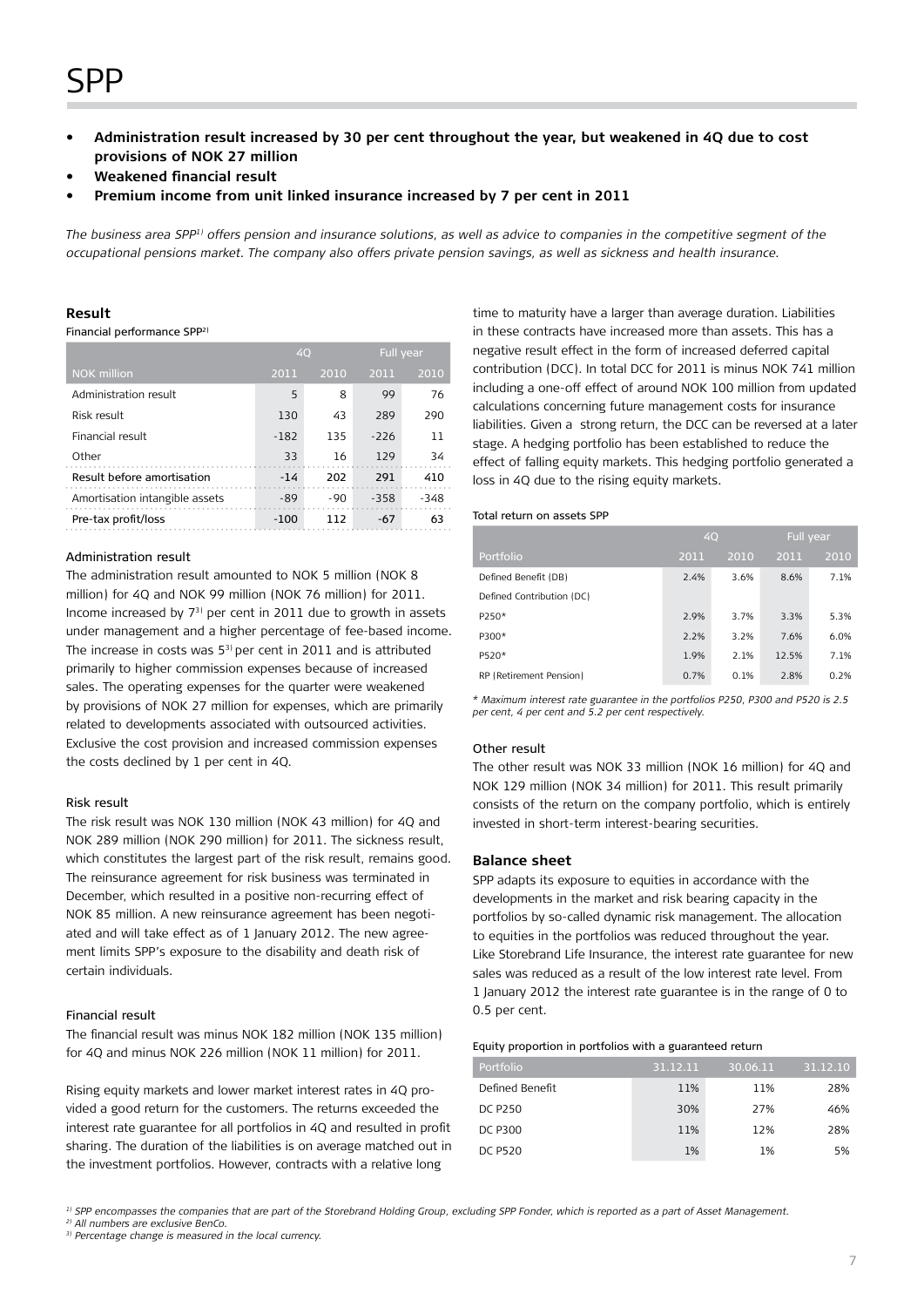# SPP

- **Administration result increased by 30 per cent throughout the year, but weakened in 4Q due to cost provisions of NOK 27 million**
- **Weakened financial result**
- **Premium income from unit linked insurance increased by 7 per cent in 2011**

*The business area SPP[1] offers pension and insurance solutions, as well as advice to companies in the competitive segment of the occupational pensions market. The company also offers private pension savings, as well as sickness and health insurance.*

### Result

Financial performance SPP[2]

| | 4Q | | Full year | |
|---|---|---|---|---|
| NOK million | 2011 | 2010 | 2011 | 2010 |
| Administration result | 5 | 8 | 99 | 76 |
| Risk result | 130 | 43 | 289 | 290 |
| Financial result | -182 | 135 | -226 | 11 |
| Other | 33 | 16 | 129 | 34 |
| Result before amortisation | -14 | 202 | 291 | 410 |
| Amortisation intangible assets | -89 | -90 | -358 | -348 |
| Pre-tax profit/loss | -100 | 112 | -67 | 63 |

#### Administration result

The administration result amounted to NOK 5 million (NOK 8 million) for 4Q and NOK 99 million (NOK 76 million) for 2011. Income increased by 7[3] per cent in 2011 due to growth in assets under management and a higher percentage of fee-based income. The increase in costs was 5[3] per cent in 2011 and is attributed primarily to higher commission expenses because of increased sales. The operating expenses for the quarter were weakened by provisions of NOK 27 million for expenses, which are primarily related to developments associated with outsourced activities. Exclusive the cost provision and increased commission expenses the costs declined by 1 per cent in 4Q.

#### Risk result

The risk result was NOK 130 million (NOK 43 million) for 4Q and NOK 289 million (NOK 290 million) for 2011. The sickness result, which constitutes the largest part of the risk result, remains good. The reinsurance agreement for risk business was terminated in December, which resulted in a positive non-recurring effect of NOK 85 million. A new reinsurance agreement has been negotiated and will take effect as of 1 January 2012. The new agreement limits SPP's exposure to the disability and death risk of certain individuals.

#### Financial result

The financial result was minus NOK 182 million (NOK 135 million) for 4Q and minus NOK 226 million (NOK 11 million) for 2011.

Rising equity markets and lower market interest rates in 4Q provided a good return for the customers. The returns exceeded the interest rate guarantee for all portfolios in 4Q and resulted in profit sharing. The duration of the liabilities is on average matched out in the investment portfolios. However, contracts with a relative long time to maturity have a larger than average duration. Liabilities in these contracts have increased more than assets. This has a negative result effect in the form of increased deferred capital contribution (DCC). In total DCC for 2011 is minus NOK 741 million including a one-off effect of around NOK 100 million from updated calculations concerning future management costs for insurance liabilities. Given a strong return, the DCC can be reversed at a later stage. A hedging portfolio has been established to reduce the effect of falling equity markets. This hedging portfolio generated a loss in 4Q due to the rising equity markets.

Total return on assets SPP

| | 4Q | | Full year | |
|---|---|---|---|---|
| Portfolio | 2011 | 2010 | 2011 | 2010 |
| Defined Benefit (DB) | 2.4% | 3.6% | 8.6% | 7.1% |
| Defined Contribution (DC) | | | | |
| P250* | 2.9% | 3.7% | 3.3% | 5.3% |
| P300* | 2.2% | 3.2% | 7.6% | 6.0% |
| P520* | 1.9% | 2.1% | 12.5% | 7.1% |
| RP (Retirement Pension) | 0.7% | 0.1% | 2.8% | 0.2% |

*\* Maximum interest rate guarantee in the portfolios P250, P300 and P520 is 2.5 per cent, 4 per cent and 5.2 per cent respectively.*

#### Other result

The other result was NOK 33 million (NOK 16 million) for 4Q and NOK 129 million (NOK 34 million) for 2011. This result primarily consists of the return on the company portfolio, which is entirely invested in short-term interest-bearing securities.

### Balance sheet

SPP adapts its exposure to equities in accordance with the developments in the market and risk bearing capacity in the portfolios by so-called dynamic risk management. The allocation to equities in the portfolios was reduced throughout the year. Like Storebrand Life Insurance, the interest rate guarantee for new sales was reduced as a result of the low interest rate level. From 1 January 2012 the interest rate guarantee is in the range of 0 to 0.5 per cent.

Equity proportion in portfolios with a guaranteed return

| Portfolio | 31.12.11 | 30.06.11 | 31.12.10 |
|---|---|---|---|
| Defined Benefit | 11% | 11% | 28% |
| DC P250 | 30% | 27% | 46% |
| DC P300 | 11% | 12% | 28% |
| DC P520 | 1% | 1% | 5% |

*[1] SPP encompasses the companies that are part of the Storebrand Holding Group, excluding SPP Fonder, which is reported as a part of Asset Management.*
*[2] All numbers are exclusive BenCo.*
*[3] Percentage change is measured in the local currency.*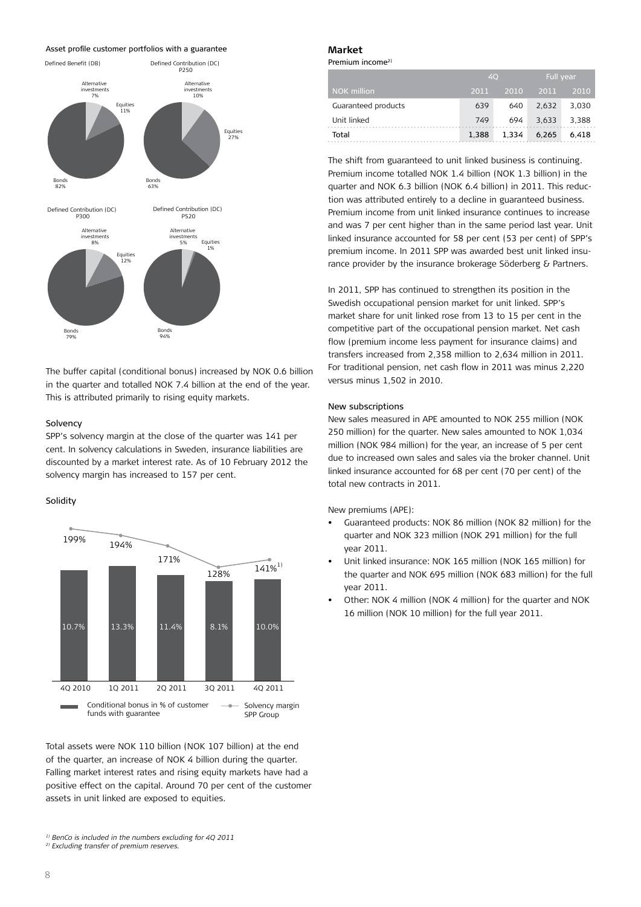Asset profile customer portfolios with a guarantee

Defined Benefit (DB)

- Alternative investments 7%
- Equities 11%
- Bonds 82%

Defined Contribution (DC) P250

- Alternative investments 10%
- Equities 27%
- Bonds 63%

Defined Contribution (DC) P300

- Alternative investments 8%
- Equities 12%
- Bonds 79%

Defined Contribution (DC) P520

- Alternative investments 5%
- Equities 1%
- Bonds 94%

The buffer capital (conditional bonus) increased by NOK 0.6 billion in the quarter and totalled NOK 7.4 billion at the end of the year. This is attributed primarily to rising equity markets.

### Solvency

SPP's solvency margin at the close of the quarter was 141 per cent. In solvency calculations in Sweden, insurance liabilities are discounted by a market interest rate. As of 10 February 2012 the solvency margin has increased to 157 per cent.

### Solidity

| | 4Q 2010 | 1Q 2011 | 2Q 2011 | 3Q 2011 | 4Q 2011 |
|---|---|---|---|---|---|
| Conditional bonus in % of customer funds with guarantee | 10.7% | 13.3% | 11.4% | 8.1% | 10.0% |
| Solvency margin SPP Group | 199% | 194% | 171% | 128% | 141%[1] |

Total assets were NOK 110 billion (NOK 107 billion) at the end of the quarter, an increase of NOK 4 billion during the quarter. Falling market interest rates and rising equity markets have had a positive effect on the capital. Around 70 per cent of the customer assets in unit linked are exposed to equities.

## Market

Premium income[2]

| NOK million | 4Q 2011 | 4Q 2010 | Full year 2011 | Full year 2010 |
|---|---|---|---|---|
| Guaranteed products | 639 | 640 | 2,632 | 3,030 |
| Unit linked | 749 | 694 | 3,633 | 3,388 |
| Total | 1,388 | 1,334 | 6,265 | 6,418 |

The shift from guaranteed to unit linked business is continuing. Premium income totalled NOK 1.4 billion (NOK 1.3 billion) in the quarter and NOK 6.3 billion (NOK 6.4 billion) in 2011. This reduction was attributed entirely to a decline in guaranteed business. Premium income from unit linked insurance continues to increase and was 7 per cent higher than in the same period last year. Unit linked insurance accounted for 58 per cent (53 per cent) of SPP's premium income. In 2011 SPP was awarded best unit linked insurance provider by the insurance brokerage Söderberg & Partners.

In 2011, SPP has continued to strengthen its position in the Swedish occupational pension market for unit linked. SPP's market share for unit linked rose from 13 to 15 per cent in the competitive part of the occupational pension market. Net cash flow (premium income less payment for insurance claims) and transfers increased from 2,358 million to 2,634 million in 2011. For traditional pension, net cash flow in 2011 was minus 2,220 versus minus 1,502 in 2010.

### New subscriptions

New sales measured in APE amounted to NOK 255 million (NOK 250 million) for the quarter. New sales amounted to NOK 1,034 million (NOK 984 million) for the year, an increase of 5 per cent due to increased own sales and sales via the broker channel. Unit linked insurance accounted for 68 per cent (70 per cent) of the total new contracts in 2011.

New premiums (APE):

- Guaranteed products: NOK 86 million (NOK 82 million) for the quarter and NOK 323 million (NOK 291 million) for the full year 2011.
- Unit linked insurance: NOK 165 million (NOK 165 million) for the quarter and NOK 695 million (NOK 683 million) for the full year 2011.
- Other: NOK 4 million (NOK 4 million) for the quarter and NOK 16 million (NOK 10 million) for the full year 2011.

*[1] BenCo is included in the numbers excluding for 4Q 2011*
*[2] Excluding transfer of premium reserves.*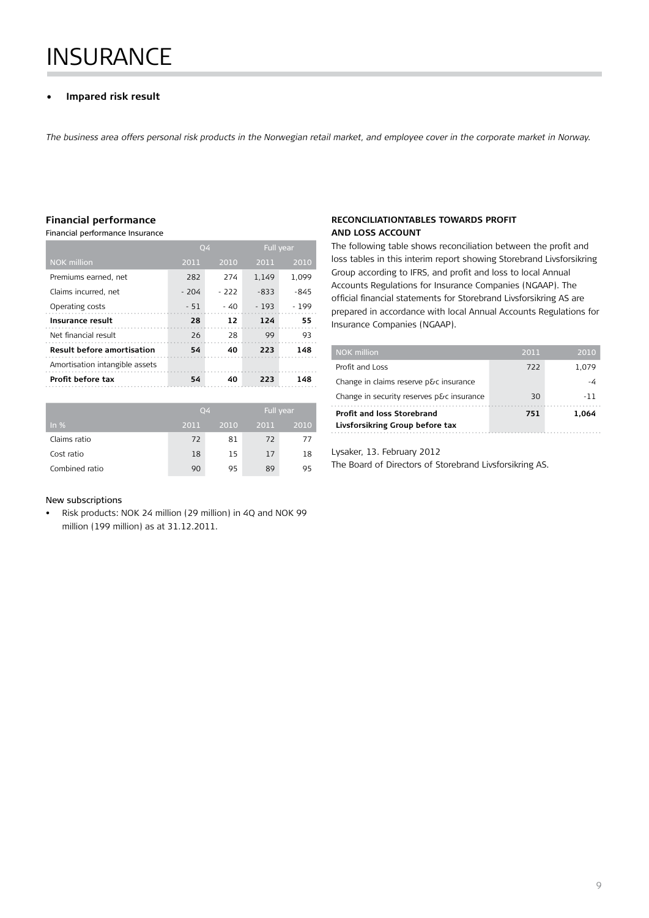# INSURANCE

- **Impared risk result**

*The business area offers personal risk products in the Norwegian retail market, and employee cover in the corporate market in Norway.*

### Financial performance

Financial performance Insurance

| | Q4 | | Full year | |
|---|---|---|---|---|
| NOK million | 2011 | 2010 | 2011 | 2010 |
| Premiums earned, net | 282 | 274 | 1,149 | 1,099 |
| Claims incurred, net | - 204 | - 222 | -833 | -845 |
| Operating costs | - 51 | - 40 | - 193 | - 199 |
| **Insurance result** | **28** | **12** | **124** | **55** |
| Net financial result | 26 | 28 | 99 | 93 |
| **Result before amortisation** | **54** | **40** | **223** | **148** |
| Amortisation intangible assets | | | | |
| **Profit before tax** | **54** | **40** | **223** | **148** |

| | Q4 | | Full year | |
|---|---|---|---|---|
| In % | 2011 | 2010 | 2011 | 2010 |
| Claims ratio | 72 | 81 | 72 | 77 |
| Cost ratio | 18 | 15 | 17 | 18 |
| Combined ratio | 90 | 95 | 89 | 95 |

New subscriptions

- Risk products: NOK 24 million (29 million) in 4Q and NOK 99 million (199 million) as at 31.12.2011.

### RECONCILIATIONTABLES TOWARDS PROFIT AND LOSS ACCOUNT

The following table shows reconciliation between the profit and loss tables in this interim report showing Storebrand Livsforsikring Group according to IFRS, and profit and loss to local Annual Accounts Regulations for Insurance Companies (NGAAP). The official financial statements for Storebrand Livsforsikring AS are prepared in accordance with local Annual Accounts Regulations for Insurance Companies (NGAAP).

| NOK million | 2011 | 2010 |
|---|---|---|
| Profit and Loss | 722 | 1,079 |
| Change in claims reserve p&c insurance | | -4 |
| Change in security reserves p&c insurance | 30 | -11 |
| **Profit and loss Storebrand Livsforsikring Group before tax** | **751** | **1,064** |

Lysaker, 13. February 2012

The Board of Directors of Storebrand Livsforsikring AS.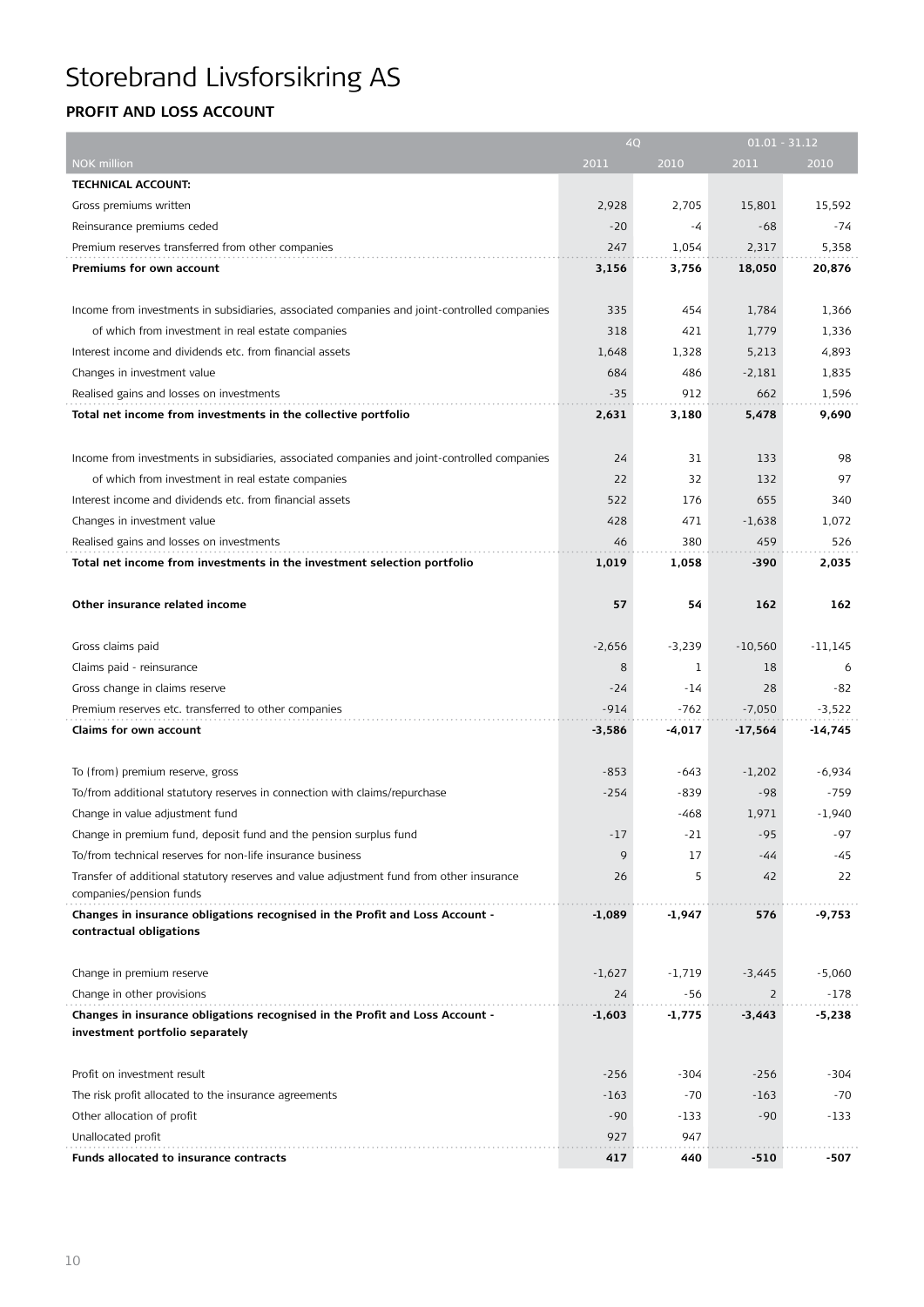# Storebrand Livsforsikring AS

## PROFIT AND LOSS ACCOUNT

| | 4Q | | 01.01 - 31.12 | |
|---|---|---|---|---|
| NOK million | 2011 | 2010 | 2011 | 2010 |
| **TECHNICAL ACCOUNT:** | | | | |
| Gross premiums written | 2,928 | 2,705 | 15,801 | 15,592 |
| Reinsurance premiums ceded | -20 | -4 | -68 | -74 |
| Premium reserves transferred from other companies | 247 | 1,054 | 2,317 | 5,358 |
| **Premiums for own account** | **3,156** | **3,756** | **18,050** | **20,876** |
| | | | | |
| Income from investments in subsidiaries, associated companies and joint-controlled companies | 335 | 454 | 1,784 | 1,366 |
| of which from investment in real estate companies | 318 | 421 | 1,779 | 1,336 |
| Interest income and dividends etc. from financial assets | 1,648 | 1,328 | 5,213 | 4,893 |
| Changes in investment value | 684 | 486 | -2,181 | 1,835 |
| Realised gains and losses on investments | -35 | 912 | 662 | 1,596 |
| **Total net income from investments in the collective portfolio** | **2,631** | **3,180** | **5,478** | **9,690** |
| | | | | |
| Income from investments in subsidiaries, associated companies and joint-controlled companies | 24 | 31 | 133 | 98 |
| of which from investment in real estate companies | 22 | 32 | 132 | 97 |
| Interest income and dividends etc. from financial assets | 522 | 176 | 655 | 340 |
| Changes in investment value | 428 | 471 | -1,638 | 1,072 |
| Realised gains and losses on investments | 46 | 380 | 459 | 526 |
| **Total net income from investments in the investment selection portfolio** | **1,019** | **1,058** | **-390** | **2,035** |
| | | | | |
| **Other insurance related income** | **57** | **54** | **162** | **162** |
| | | | | |
| Gross claims paid | -2,656 | -3,239 | -10,560 | -11,145 |
| Claims paid - reinsurance | 8 | 1 | 18 | 6 |
| Gross change in claims reserve | -24 | -14 | 28 | -82 |
| Premium reserves etc. transferred to other companies | -914 | -762 | -7,050 | -3,522 |
| **Claims for own account** | **-3,586** | **-4,017** | **-17,564** | **-14,745** |
| | | | | |
| To (from) premium reserve, gross | -853 | -643 | -1,202 | -6,934 |
| To/from additional statutory reserves in connection with claims/repurchase | -254 | -839 | -98 | -759 |
| Change in value adjustment fund | | -468 | 1,971 | -1,940 |
| Change in premium fund, deposit fund and the pension surplus fund | -17 | -21 | -95 | -97 |
| To/from technical reserves for non-life insurance business | 9 | 17 | -44 | -45 |
| Transfer of additional statutory reserves and value adjustment fund from other insurance companies/pension funds | 26 | 5 | 42 | 22 |
| **Changes in insurance obligations recognised in the Profit and Loss Account - contractual obligations** | **-1,089** | **-1,947** | **576** | **-9,753** |
| | | | | |
| Change in premium reserve | -1,627 | -1,719 | -3,445 | -5,060 |
| Change in other provisions | 24 | -56 | 2 | -178 |
| **Changes in insurance obligations recognised in the Profit and Loss Account - investment portfolio separately** | **-1,603** | **-1,775** | **-3,443** | **-5,238** |
| | | | | |
| Profit on investment result | -256 | -304 | -256 | -304 |
| The risk profit allocated to the insurance agreements | -163 | -70 | -163 | -70 |
| Other allocation of profit | -90 | -133 | -90 | -133 |
| Unallocated profit | 927 | 947 | | |
| **Funds allocated to insurance contracts** | **417** | **440** | **-510** | **-507** |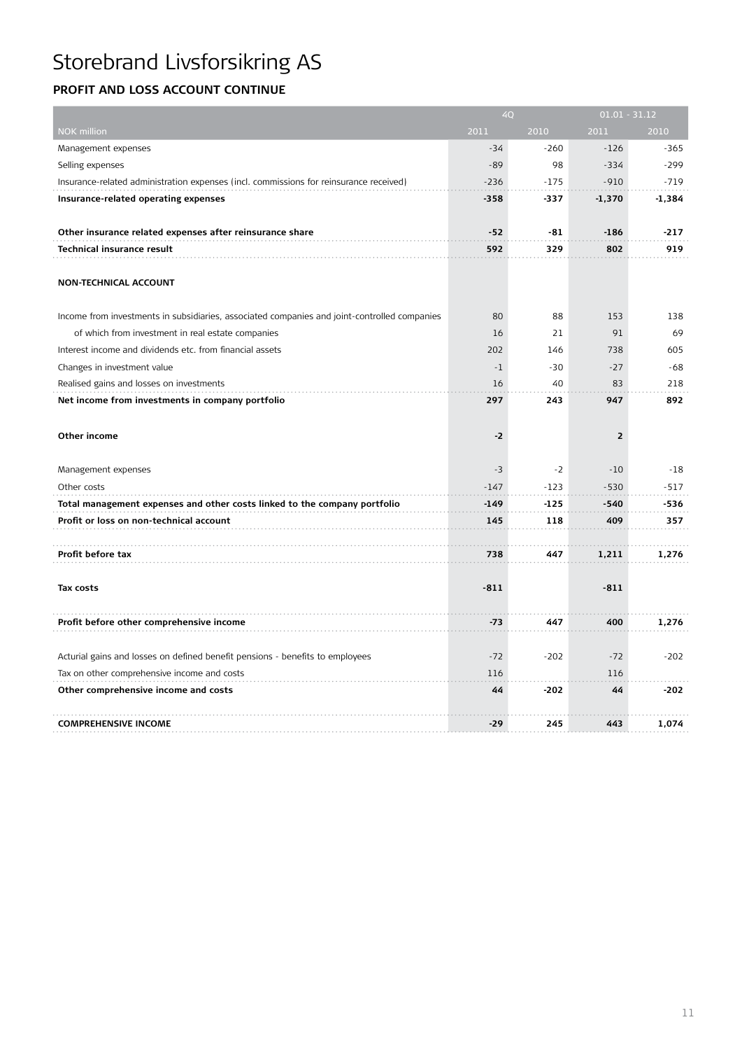# Storebrand Livsforsikring AS

## PROFIT AND LOSS ACCOUNT CONTINUE

| | 4Q | | 01.01 - 31.12 | |
|---|---|---|---|---|
| NOK million | 2011 | 2010 | 2011 | 2010 |
| Management expenses | -34 | -260 | -126 | -365 |
| Selling expenses | -89 | 98 | -334 | -299 |
| Insurance-related administration expenses (incl. commissions for reinsurance received) | -236 | -175 | -910 | -719 |
| **Insurance-related operating expenses** | **-358** | **-337** | **-1,370** | **-1,384** |
| **Other insurance related expenses after reinsurance share** | **-52** | **-81** | **-186** | **-217** |
| **Technical insurance result** | **592** | **329** | **802** | **919** |
| **NON-TECHNICAL ACCOUNT** | | | | |
| Income from investments in subsidiaries, associated companies and joint-controlled companies | 80 | 88 | 153 | 138 |
| of which from investment in real estate companies | 16 | 21 | 91 | 69 |
| Interest income and dividends etc. from financial assets | 202 | 146 | 738 | 605 |
| Changes in investment value | -1 | -30 | -27 | -68 |
| Realised gains and losses on investments | 16 | 40 | 83 | 218 |
| **Net income from investments in company portfolio** | **297** | **243** | **947** | **892** |
| **Other income** | **-2** | | **2** | |
| Management expenses | -3 | -2 | -10 | -18 |
| Other costs | -147 | -123 | -530 | -517 |
| **Total management expenses and other costs linked to the company portfolio** | **-149** | **-125** | **-540** | **-536** |
| **Profit or loss on non-technical account** | **145** | **118** | **409** | **357** |
| **Profit before tax** | **738** | **447** | **1,211** | **1,276** |
| **Tax costs** | **-811** | | **-811** | |
| **Profit before other comprehensive income** | **-73** | **447** | **400** | **1,276** |
| Acturial gains and losses on defined benefit pensions - benefits to employees | -72 | -202 | -72 | -202 |
| Tax on other comprehensive income and costs | 116 | | 116 | |
| **Other comprehensive income and costs** | **44** | **-202** | **44** | **-202** |
| **COMPREHENSIVE INCOME** | **-29** | **245** | **443** | **1,074** |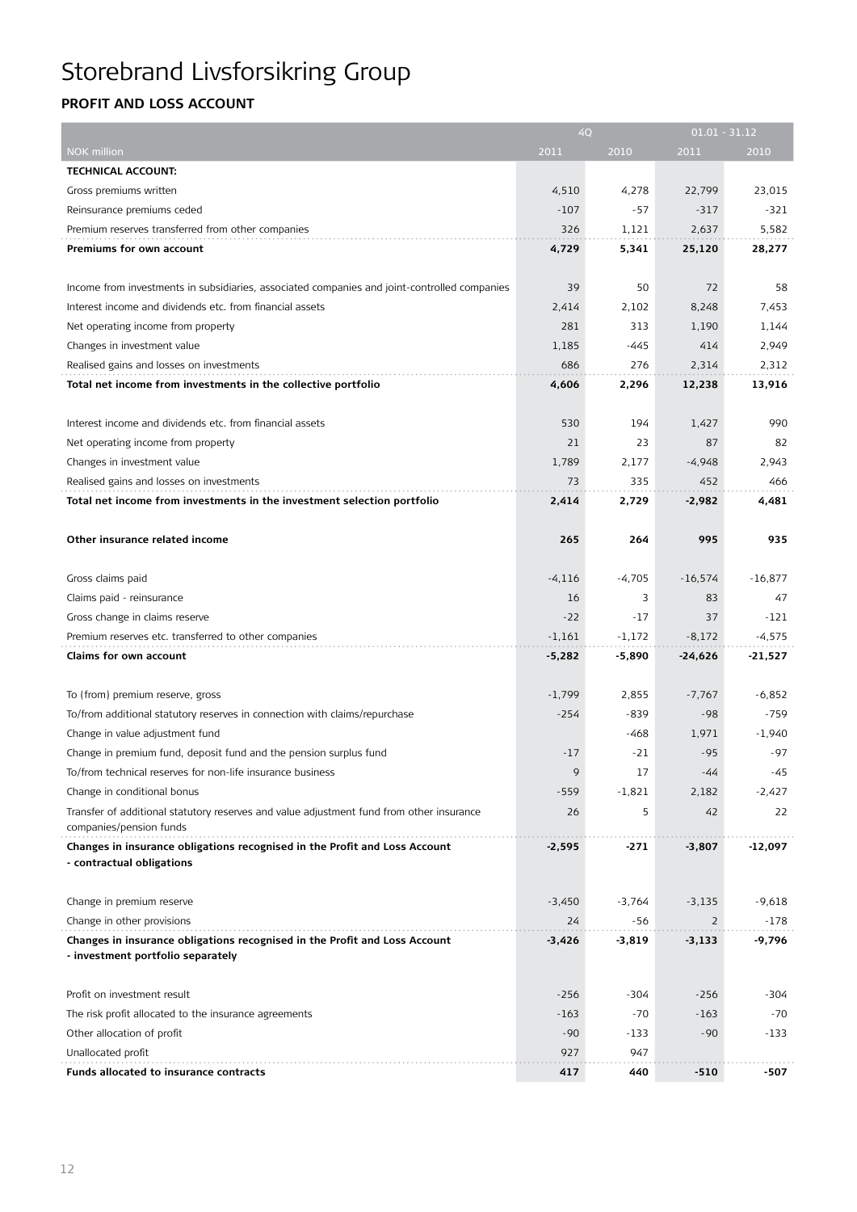# Storebrand Livsforsikring Group

## PROFIT AND LOSS ACCOUNT

| NOK million | 4Q 2011 | 4Q 2010 | 01.01 - 31.12 2011 | 01.01 - 31.12 2010 |
|---|---|---|---|---|
| **TECHNICAL ACCOUNT:** | | | | |
| Gross premiums written | 4,510 | 4,278 | 22,799 | 23,015 |
| Reinsurance premiums ceded | -107 | -57 | -317 | -321 |
| Premium reserves transferred from other companies | 326 | 1,121 | 2,637 | 5,582 |
| **Premiums for own account** | **4,729** | **5,341** | **25,120** | **28,277** |
| | | | | |
| Income from investments in subsidiaries, associated companies and joint-controlled companies | 39 | 50 | 72 | 58 |
| Interest income and dividends etc. from financial assets | 2,414 | 2,102 | 8,248 | 7,453 |
| Net operating income from property | 281 | 313 | 1,190 | 1,144 |
| Changes in investment value | 1,185 | -445 | 414 | 2,949 |
| Realised gains and losses on investments | 686 | 276 | 2,314 | 2,312 |
| **Total net income from investments in the collective portfolio** | **4,606** | **2,296** | **12,238** | **13,916** |
| | | | | |
| Interest income and dividends etc. from financial assets | 530 | 194 | 1,427 | 990 |
| Net operating income from property | 21 | 23 | 87 | 82 |
| Changes in investment value | 1,789 | 2,177 | -4,948 | 2,943 |
| Realised gains and losses on investments | 73 | 335 | 452 | 466 |
| **Total net income from investments in the investment selection portfolio** | **2,414** | **2,729** | **-2,982** | **4,481** |
| | | | | |
| **Other insurance related income** | **265** | **264** | **995** | **935** |
| | | | | |
| Gross claims paid | -4,116 | -4,705 | -16,574 | -16,877 |
| Claims paid - reinsurance | 16 | 3 | 83 | 47 |
| Gross change in claims reserve | -22 | -17 | 37 | -121 |
| Premium reserves etc. transferred to other companies | -1,161 | -1,172 | -8,172 | -4,575 |
| **Claims for own account** | **-5,282** | **-5,890** | **-24,626** | **-21,527** |
| | | | | |
| To (from) premium reserve, gross | -1,799 | 2,855 | -7,767 | -6,852 |
| To/from additional statutory reserves in connection with claims/repurchase | -254 | -839 | -98 | -759 |
| Change in value adjustment fund | | -468 | 1,971 | -1,940 |
| Change in premium fund, deposit fund and the pension surplus fund | -17 | -21 | -95 | -97 |
| To/from technical reserves for non-life insurance business | 9 | 17 | -44 | -45 |
| Change in conditional bonus | -559 | -1,821 | 2,182 | -2,427 |
| Transfer of additional statutory reserves and value adjustment fund from other insurance companies/pension funds | 26 | 5 | 42 | 22 |
| **Changes in insurance obligations recognised in the Profit and Loss Account - contractual obligations** | **-2,595** | **-271** | **-3,807** | **-12,097** |
| | | | | |
| Change in premium reserve | -3,450 | -3,764 | -3,135 | -9,618 |
| Change in other provisions | 24 | -56 | 2 | -178 |
| **Changes in insurance obligations recognised in the Profit and Loss Account - investment portfolio separately** | **-3,426** | **-3,819** | **-3,133** | **-9,796** |
| | | | | |
| Profit on investment result | -256 | -304 | -256 | -304 |
| The risk profit allocated to the insurance agreements | -163 | -70 | -163 | -70 |
| Other allocation of profit | -90 | -133 | -90 | -133 |
| Unallocated profit | 927 | 947 | | |
| **Funds allocated to insurance contracts** | **417** | **440** | **-510** | **-507** |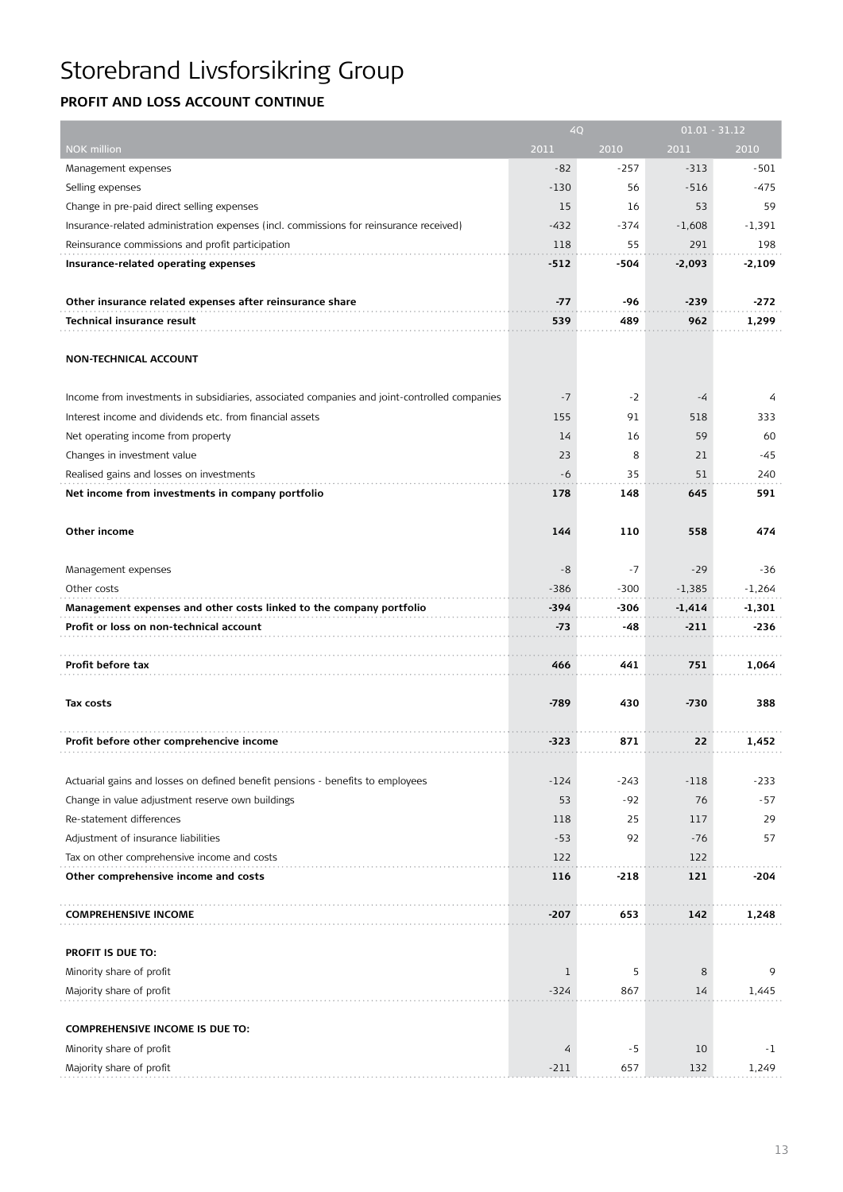# Storebrand Livsforsikring Group

## PROFIT AND LOSS ACCOUNT CONTINUE

| | 4Q | | 01.01 - 31.12 | |
|---|---|---|---|---|
| NOK million | 2011 | 2010 | 2011 | 2010 |
| Management expenses | -82 | -257 | -313 | -501 |
| Selling expenses | -130 | 56 | -516 | -475 |
| Change in pre-paid direct selling expenses | 15 | 16 | 53 | 59 |
| Insurance-related administration expenses (incl. commissions for reinsurance received) | -432 | -374 | -1,608 | -1,391 |
| Reinsurance commissions and profit participation | 118 | 55 | 291 | 198 |
| **Insurance-related operating expenses** | **-512** | **-504** | **-2,093** | **-2,109** |
| | | | | |
| **Other insurance related expenses after reinsurance share** | **-77** | **-96** | **-239** | **-272** |
| **Technical insurance result** | **539** | **489** | **962** | **1,299** |
| | | | | |
| **NON-TECHNICAL ACCOUNT** | | | | |
| | | | | |
| Income from investments in subsidiaries, associated companies and joint-controlled companies | -7 | -2 | -4 | 4 |
| Interest income and dividends etc. from financial assets | 155 | 91 | 518 | 333 |
| Net operating income from property | 14 | 16 | 59 | 60 |
| Changes in investment value | 23 | 8 | 21 | -45 |
| Realised gains and losses on investments | -6 | 35 | 51 | 240 |
| **Net income from investments in company portfolio** | **178** | **148** | **645** | **591** |
| | | | | |
| **Other income** | **144** | **110** | **558** | **474** |
| | | | | |
| Management expenses | -8 | -7 | -29 | -36 |
| Other costs | -386 | -300 | -1,385 | -1,264 |
| **Management expenses and other costs linked to the company portfolio** | **-394** | **-306** | **-1,414** | **-1,301** |
| **Profit or loss on non-technical account** | **-73** | **-48** | **-211** | **-236** |
| | | | | |
| **Profit before tax** | **466** | **441** | **751** | **1,064** |
| | | | | |
| **Tax costs** | **-789** | **430** | **-730** | **388** |
| | | | | |
| **Profit before other comprehencive income** | **-323** | **871** | **22** | **1,452** |
| | | | | |
| Actuarial gains and losses on defined benefit pensions - benefits to employees | -124 | -243 | -118 | -233 |
| Change in value adjustment reserve own buildings | 53 | -92 | 76 | -57 |
| Re-statement differences | 118 | 25 | 117 | 29 |
| Adjustment of insurance liabilities | -53 | 92 | -76 | 57 |
| Tax on other comprehensive income and costs | 122 | | 122 | |
| **Other comprehensive income and costs** | **116** | **-218** | **121** | **-204** |
| | | | | |
| **COMPREHENSIVE INCOME** | **-207** | **653** | **142** | **1,248** |
| | | | | |
| **PROFIT IS DUE TO:** | | | | |
| Minority share of profit | 1 | 5 | 8 | 9 |
| Majority share of profit | -324 | 867 | 14 | 1,445 |
| | | | | |
| **COMPREHENSIVE INCOME IS DUE TO:** | | | | |
| Minority share of profit | 4 | -5 | 10 | -1 |
| Majority share of profit | -211 | 657 | 132 | 1,249 |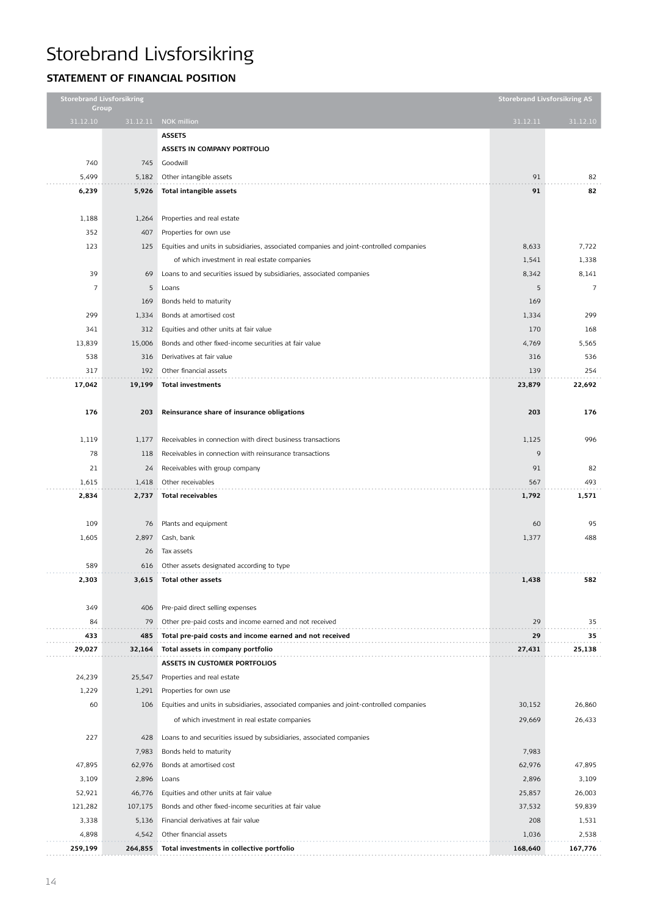# Storebrand Livsforsikring

## STATEMENT OF FINANCIAL POSITION

| Storebrand Livsforsikring Group | | | Storebrand Livsforsikring AS | |
|---|---|---|---|---|
| 31.12.10 | 31.12.11 | NOK million | 31.12.11 | 31.12.10 |
| | | **ASSETS** | | |
| | | **ASSETS IN COMPANY PORTFOLIO** | | |
| 740 | 745 | Goodwill | | |
| 5,499 | 5,182 | Other intangible assets | 91 | 82 |
| **6,239** | **5,926** | **Total intangible assets** | **91** | **82** |
| 1,188 | 1,264 | Properties and real estate | | |
| 352 | 407 | Properties for own use | | |
| 123 | 125 | Equities and units in subsidiaries, associated companies and joint-controlled companies | 8,633 | 7,722 |
| | | of which investment in real estate companies | 1,541 | 1,338 |
| 39 | 69 | Loans to and securities issued by subsidiaries, associated companies | 8,342 | 8,141 |
| 7 | 5 | Loans | 5 | 7 |
| | 169 | Bonds held to maturity | 169 | |
| 299 | 1,334 | Bonds at amortised cost | 1,334 | 299 |
| 341 | 312 | Equities and other units at fair value | 170 | 168 |
| 13,839 | 15,006 | Bonds and other fixed-income securities at fair value | 4,769 | 5,565 |
| 538 | 316 | Derivatives at fair value | 316 | 536 |
| 317 | 192 | Other financial assets | 139 | 254 |
| **17,042** | **19,199** | **Total investments** | **23,879** | **22,692** |
| **176** | **203** | **Reinsurance share of insurance obligations** | **203** | **176** |
| 1,119 | 1,177 | Receivables in connection with direct business transactions | 1,125 | 996 |
| 78 | 118 | Receivables in connection with reinsurance transactions | 9 | |
| 21 | 24 | Receivables with group company | 91 | 82 |
| 1,615 | 1,418 | Other receivables | 567 | 493 |
| **2,834** | **2,737** | **Total receivables** | **1,792** | **1,571** |
| 109 | 76 | Plants and equipment | 60 | 95 |
| 1,605 | 2,897 | Cash, bank | 1,377 | 488 |
| | 26 | Tax assets | | |
| 589 | 616 | Other assets designated according to type | | |
| **2,303** | **3,615** | **Total other assets** | **1,438** | **582** |
| 349 | 406 | Pre-paid direct selling expenses | | |
| 84 | 79 | Other pre-paid costs and income earned and not received | 29 | 35 |
| **433** | **485** | **Total pre-paid costs and income earned and not received** | **29** | **35** |
| **29,027** | **32,164** | **Total assets in company portfolio** | **27,431** | **25,138** |
| | | **ASSETS IN CUSTOMER PORTFOLIOS** | | |
| 24,239 | 25,547 | Properties and real estate | | |
| 1,229 | 1,291 | Properties for own use | | |
| 60 | 106 | Equities and units in subsidiaries, associated companies and joint-controlled companies | 30,152 | 26,860 |
| | | of which investment in real estate companies | 29,669 | 26,433 |
| 227 | 428 | Loans to and securities issued by subsidiaries, associated companies | | |
| | 7,983 | Bonds held to maturity | 7,983 | |
| 47,895 | 62,976 | Bonds at amortised cost | 62,976 | 47,895 |
| 3,109 | 2,896 | Loans | 2,896 | 3,109 |
| 52,921 | 46,776 | Equities and other units at fair value | 25,857 | 26,003 |
| 121,282 | 107,175 | Bonds and other fixed-income securities at fair value | 37,532 | 59,839 |
| 3,338 | 5,136 | Financial derivatives at fair value | 208 | 1,531 |
| 4,898 | 4,542 | Other financial assets | 1,036 | 2,538 |
| **259,199** | **264,855** | **Total investments in collective portfolio** | **168,640** | **167,776** |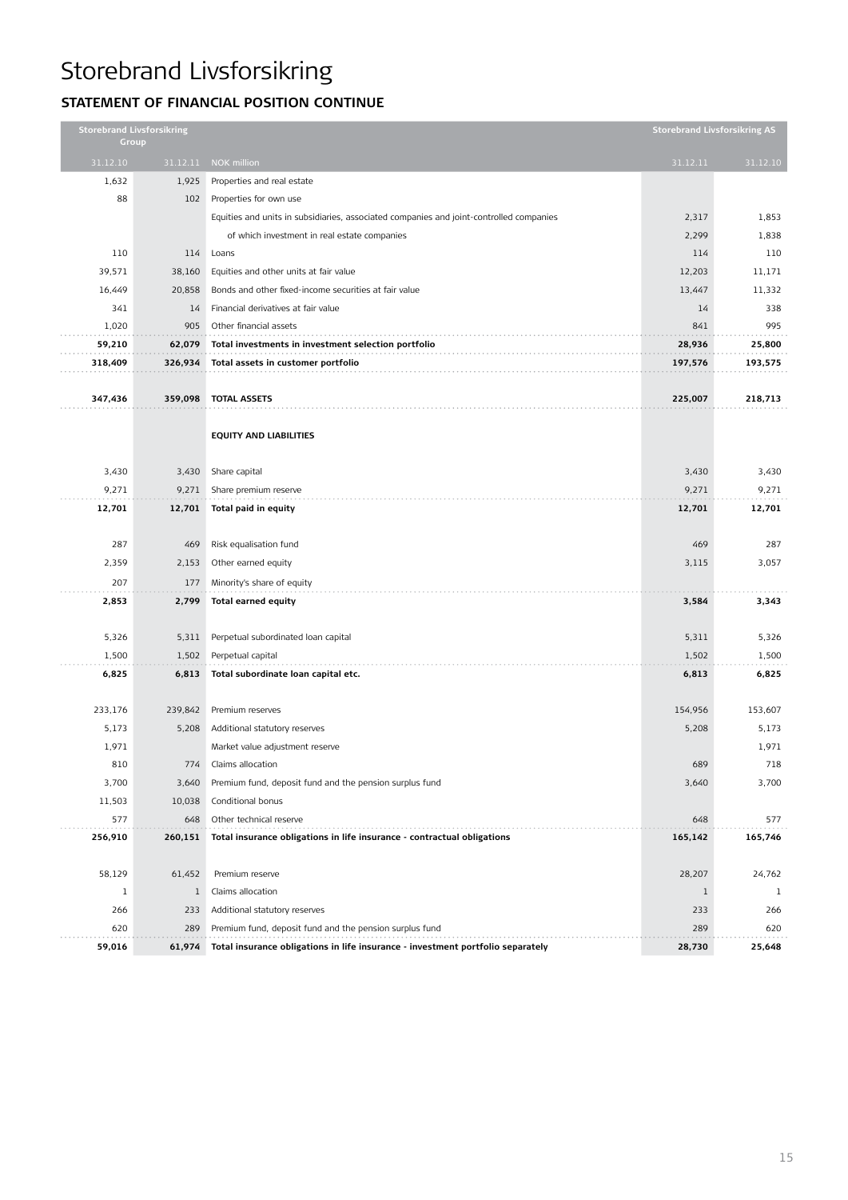# Storebrand Livsforsikring

## STATEMENT OF FINANCIAL POSITION CONTINUE

| Storebrand Livsforsikring Group | | | Storebrand Livsforsikring AS | |
|---|---|---|---|---|
| 31.12.10 | 31.12.11 | NOK million | 31.12.11 | 31.12.10 |
| 1,632 | 1,925 | Properties and real estate | | |
| 88 | 102 | Properties for own use | | |
| | | Equities and units in subsidiaries, associated companies and joint-controlled companies | 2,317 | 1,853 |
| | | of which investment in real estate companies | 2,299 | 1,838 |
| 110 | 114 | Loans | 114 | 110 |
| 39,571 | 38,160 | Equities and other units at fair value | 12,203 | 11,171 |
| 16,449 | 20,858 | Bonds and other fixed-income securities at fair value | 13,447 | 11,332 |
| 341 | 14 | Financial derivatives at fair value | 14 | 338 |
| 1,020 | 905 | Other financial assets | 841 | 995 |
| **59,210** | **62,079** | **Total investments in investment selection portfolio** | **28,936** | **25,800** |
| **318,409** | **326,934** | **Total assets in customer portfolio** | **197,576** | **193,575** |
| | | | | |
| **347,436** | **359,098** | **TOTAL ASSETS** | **225,007** | **218,713** |
| | | | | |
| | | **EQUITY AND LIABILITIES** | | |
| | | | | |
| 3,430 | 3,430 | Share capital | 3,430 | 3,430 |
| 9,271 | 9,271 | Share premium reserve | 9,271 | 9,271 |
| **12,701** | **12,701** | **Total paid in equity** | **12,701** | **12,701** |
| | | | | |
| 287 | 469 | Risk equalisation fund | 469 | 287 |
| 2,359 | 2,153 | Other earned equity | 3,115 | 3,057 |
| 207 | 177 | Minority's share of equity | | |
| **2,853** | **2,799** | **Total earned equity** | **3,584** | **3,343** |
| | | | | |
| 5,326 | 5,311 | Perpetual subordinated loan capital | 5,311 | 5,326 |
| 1,500 | 1,502 | Perpetual capital | 1,502 | 1,500 |
| **6,825** | **6,813** | **Total subordinate loan capital etc.** | **6,813** | **6,825** |
| | | | | |
| 233,176 | 239,842 | Premium reserves | 154,956 | 153,607 |
| 5,173 | 5,208 | Additional statutory reserves | 5,208 | 5,173 |
| 1,971 | | Market value adjustment reserve | | 1,971 |
| 810 | 774 | Claims allocation | 689 | 718 |
| 3,700 | 3,640 | Premium fund, deposit fund and the pension surplus fund | 3,640 | 3,700 |
| 11,503 | 10,038 | Conditional bonus | | |
| 577 | 648 | Other technical reserve | 648 | 577 |
| **256,910** | **260,151** | **Total insurance obligations in life insurance - contractual obligations** | **165,142** | **165,746** |
| | | | | |
| 58,129 | 61,452 | Premium reserve | 28,207 | 24,762 |
| 1 | 1 | Claims allocation | 1 | 1 |
| 266 | 233 | Additional statutory reserves | 233 | 266 |
| 620 | 289 | Premium fund, deposit fund and the pension surplus fund | 289 | 620 |
| **59,016** | **61,974** | **Total insurance obligations in life insurance - investment portfolio separately** | **28,730** | **25,648** |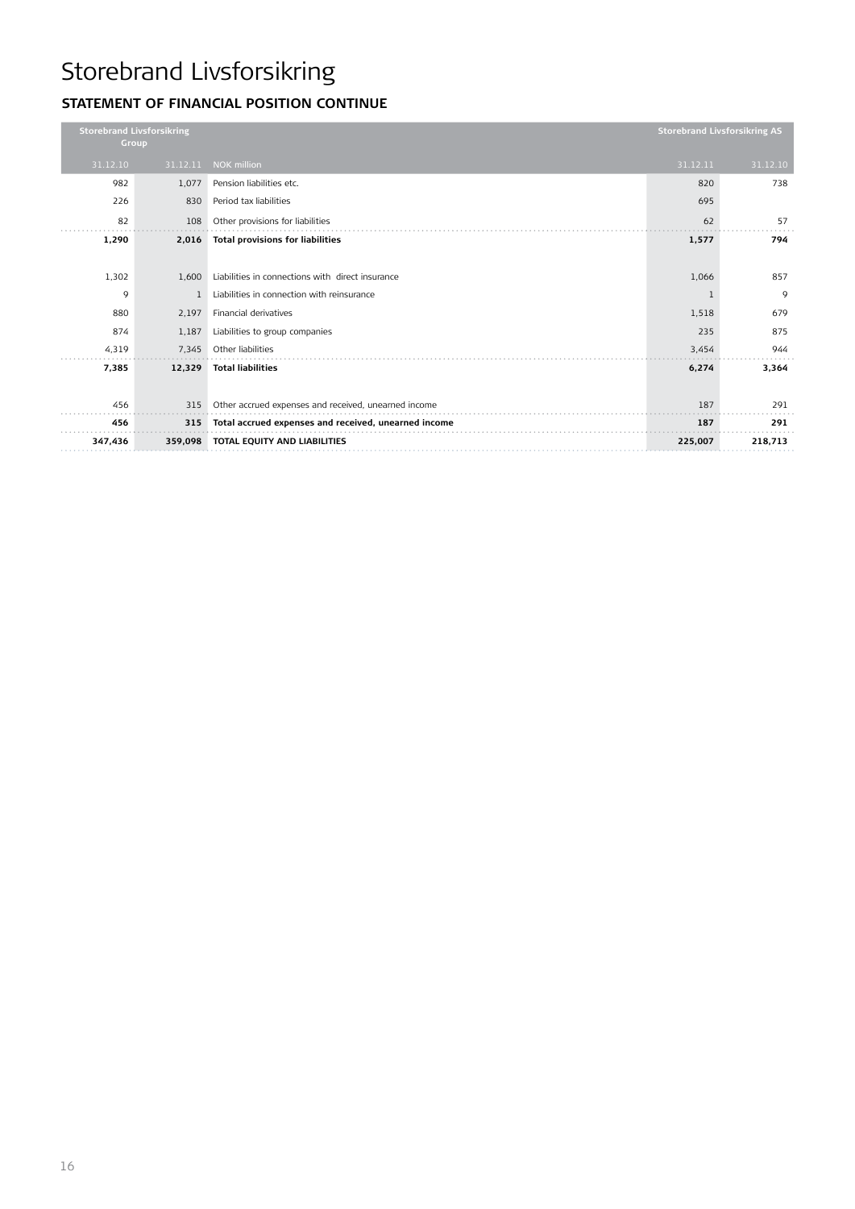# Storebrand Livsforsikring

## STATEMENT OF FINANCIAL POSITION CONTINUE

| Storebrand Livsforsikring Group | | | Storebrand Livsforsikring AS | |
|---|---|---|---|---|
| 31.12.10 | 31.12.11 | NOK million | 31.12.11 | 31.12.10 |
| 982 | 1,077 | Pension liabilities etc. | 820 | 738 |
| 226 | 830 | Period tax liabilities | 695 | |
| 82 | 108 | Other provisions for liabilities | 62 | 57 |
| **1,290** | **2,016** | **Total provisions for liabilities** | **1,577** | **794** |
| | | | | |
| 1,302 | 1,600 | Liabilities in connections with direct insurance | 1,066 | 857 |
| 9 | 1 | Liabilities in connection with reinsurance | 1 | 9 |
| 880 | 2,197 | Financial derivatives | 1,518 | 679 |
| 874 | 1,187 | Liabilities to group companies | 235 | 875 |
| 4,319 | 7,345 | Other liabilities | 3,454 | 944 |
| **7,385** | **12,329** | **Total liabilities** | **6,274** | **3,364** |
| | | | | |
| 456 | 315 | Other accrued expenses and received, unearned income | 187 | 291 |
| **456** | **315** | **Total accrued expenses and received, unearned income** | **187** | **291** |
| **347,436** | **359,098** | **TOTAL EQUITY AND LIABILITIES** | **225,007** | **218,713** |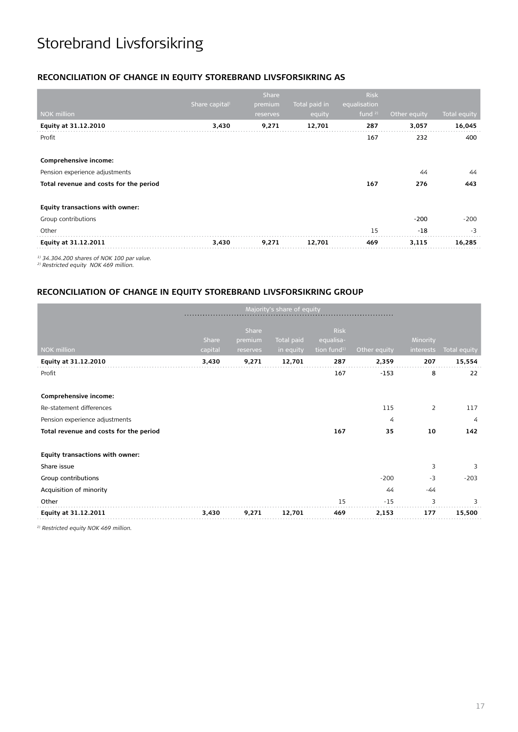# Storebrand Livsforsikring

## RECONCILIATION OF CHANGE IN EQUITY STOREBRAND LIVSFORSIKRING AS

| NOK million | Share capital[1] | Share premium reserves | Total paid in equity | Risk equalisation fund [2] | Other equity | Total equity |
|---|---|---|---|---|---|---|
| **Equity at 31.12.2010** | **3,430** | **9,271** | **12,701** | **287** | **3,057** | **16,045** |
| Profit | | | | 167 | 232 | 400 |
| | | | | | | |
| **Comprehensive income:** | | | | | | |
| Pension experience adjustments | | | | | 44 | 44 |
| **Total revenue and costs for the period** | | | | **167** | **276** | **443** |
| | | | | | | |
| **Equity transactions with owner:** | | | | | | |
| Group contributions | | | | | -200 | -200 |
| Other | | | | 15 | -18 | -3 |
| **Equity at 31.12.2011** | **3,430** | **9,271** | **12,701** | **469** | **3,115** | **16,285** |

*[1] 34.304.200 shares of NOK 100 par value.*
*[2] Restricted equity NOK 469 million.*

## RECONCILIATION OF CHANGE IN EQUITY STOREBRAND LIVSFORSIKRING GROUP

| | Majority's share of equity | | | | | | |
|---|---|---|---|---|---|---|---|
| NOK million | Share capital | Share premium reserves | Total paid in equity | Risk equalisation fund[1] | Other equity | Minority interests | Total equity |
| **Equity at 31.12.2010** | **3,430** | **9,271** | **12,701** | **287** | **2,359** | **207** | **15,554** |
| Profit | | | | 167 | -153 | 8 | 22 |
| | | | | | | | |
| **Comprehensive income:** | | | | | | | |
| Re-statement differences | | | | | 115 | 2 | 117 |
| Pension experience adjustments | | | | | 4 | | 4 |
| **Total revenue and costs for the period** | | | | **167** | **35** | **10** | **142** |
| | | | | | | | |
| **Equity transactions with owner:** | | | | | | | |
| Share issue | | | | | | 3 | 3 |
| Group contributions | | | | | -200 | -3 | -203 |
| Acquisition of minority | | | | | 44 | -44 | |
| Other | | | | 15 | -15 | 3 | 3 |
| **Equity at 31.12.2011** | **3,430** | **9,271** | **12,701** | **469** | **2,153** | **177** | **15,500** |

*[1] Restricted equity NOK 469 million.*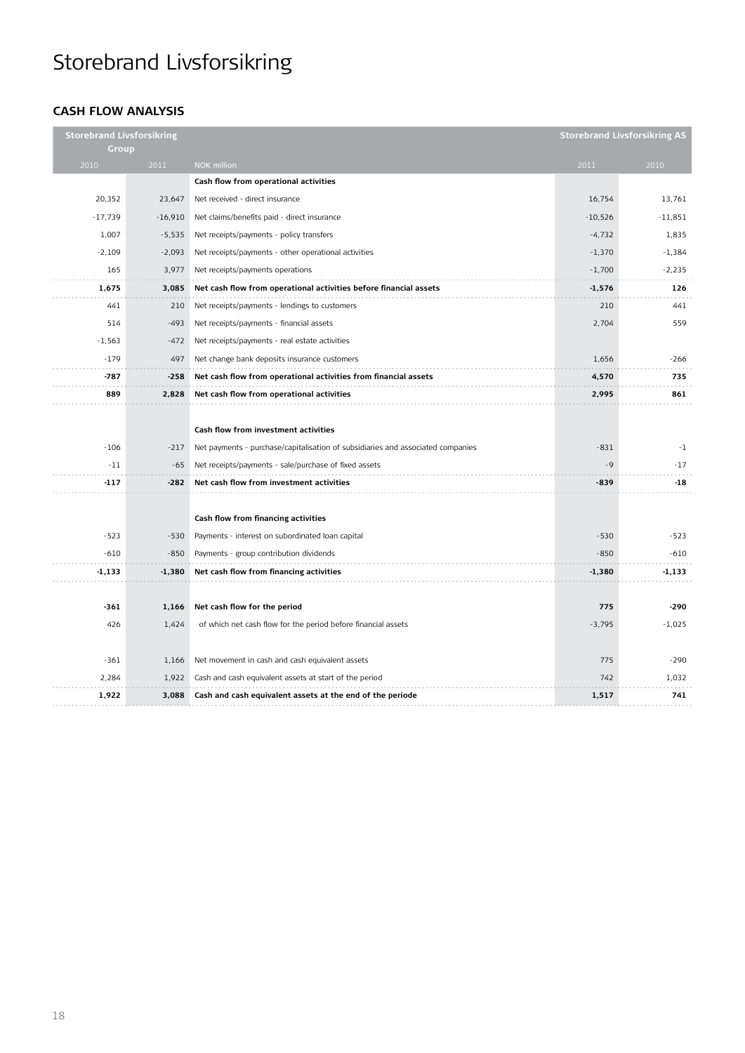# Storebrand Livsforsikring

## CASH FLOW ANALYSIS

| Storebrand Livsforsikring Group | | | Storebrand Livsforsikring AS | |
|---|---|---|---|---|
| 2010 | 2011 | NOK million | 2011 | 2010 |
| | | **Cash flow from operational activities** | | |
| 20,352 | 23,647 | Net received - direct insurance | 16,754 | 13,761 |
| -17,739 | -16,910 | Net claims/benefits paid - direct insurance | -10,526 | -11,851 |
| 1,007 | -5,535 | Net receipts/payments - policy transfers | -4,732 | 1,835 |
| -2,109 | -2,093 | Net receipts/payments - other operational activities | -1,370 | -1,384 |
| 165 | 3,977 | Net receipts/payments operations | -1,700 | -2,235 |
| **1,675** | **3,085** | **Net cash flow from operational activities before financial assets** | **-1,576** | **126** |
| 441 | 210 | Net receipts/payments - lendings to customers | 210 | 441 |
| 514 | -493 | Net receipts/payments - financial assets | 2,704 | 559 |
| -1,563 | -472 | Net receipts/payments - real estate activities | | |
| -179 | 497 | Net change bank deposits insurance customers | 1,656 | -266 |
| **-787** | **-258** | **Net cash flow from operational activities from financial assets** | **4,570** | **735** |
| **889** | **2,828** | **Net cash flow from operational activities** | **2,995** | **861** |
| | | | | |
| | | **Cash flow from investment activities** | | |
| -106 | -217 | Net payments - purchase/capitalisation of subsidiaries and associated companies | -831 | -1 |
| -11 | -65 | Net receipts/payments - sale/purchase of fixed assets | -9 | -17 |
| **-117** | **-282** | **Net cash flow from investment activities** | **-839** | **-18** |
| | | | | |
| | | **Cash flow from financing activities** | | |
| -523 | -530 | Payments - interest on subordinated loan capital | -530 | -523 |
| -610 | -850 | Payments - group contribution dividends | -850 | -610 |
| **-1,133** | **-1,380** | **Net cash flow from financing activities** | **-1,380** | **-1,133** |
| | | | | |
| **-361** | **1,166** | **Net cash flow for the period** | **775** | **-290** |
| 426 | 1,424 | of which net cash flow for the period before financial assets | -3,795 | -1,025 |
| | | | | |
| -361 | 1,166 | Net movement in cash and cash equivalent assets | 775 | -290 |
| 2,284 | 1,922 | Cash and cash equivalent assets at start of the period | 742 | 1,032 |
| **1,922** | **3,088** | **Cash and cash equivalent assets at the end of the periode** | **1,517** | **741** |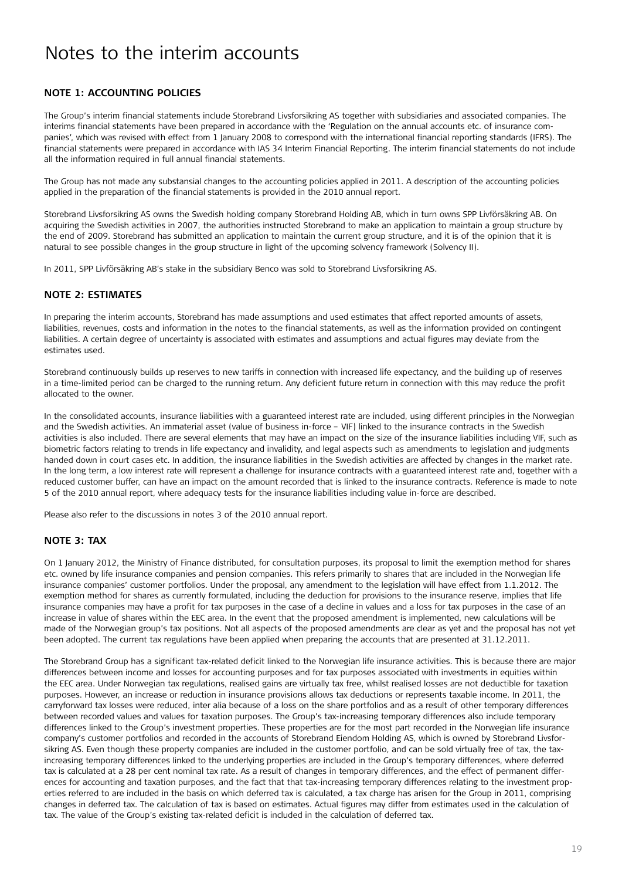# Notes to the interim accounts

## NOTE 1: ACCOUNTING POLICIES

The Group's interim financial statements include Storebrand Livsforsikring AS together with subsidiaries and associated companies. The interims financial statements have been prepared in accordance with the 'Regulation on the annual accounts etc. of insurance companies', which was revised with effect from 1 January 2008 to correspond with the international financial reporting standards (IFRS). The financial statements were prepared in accordance with IAS 34 Interim Financial Reporting. The interim financial statements do not include all the information required in full annual financial statements.

The Group has not made any substansial changes to the accounting policies applied in 2011. A description of the accounting policies applied in the preparation of the financial statements is provided in the 2010 annual report.

Storebrand Livsforsikring AS owns the Swedish holding company Storebrand Holding AB, which in turn owns SPP Livförsäkring AB. On acquiring the Swedish activities in 2007, the authorities instructed Storebrand to make an application to maintain a group structure by the end of 2009. Storebrand has submitted an application to maintain the current group structure, and it is of the opinion that it is natural to see possible changes in the group structure in light of the upcoming solvency framework (Solvency II).

In 2011, SPP Livförsäkring AB's stake in the subsidiary Benco was sold to Storebrand Livsforsikring AS.

## NOTE 2: ESTIMATES

In preparing the interim accounts, Storebrand has made assumptions and used estimates that affect reported amounts of assets, liabilities, revenues, costs and information in the notes to the financial statements, as well as the information provided on contingent liabilities. A certain degree of uncertainty is associated with estimates and assumptions and actual figures may deviate from the estimates used.

Storebrand continuously builds up reserves to new tariffs in connection with increased life expectancy, and the building up of reserves in a time-limited period can be charged to the running return. Any deficient future return in connection with this may reduce the profit allocated to the owner.

In the consolidated accounts, insurance liabilities with a guaranteed interest rate are included, using different principles in the Norwegian and the Swedish activities. An immaterial asset (value of business in-force – VIF) linked to the insurance contracts in the Swedish activities is also included. There are several elements that may have an impact on the size of the insurance liabilities including VIF, such as biometric factors relating to trends in life expectancy and invalidity, and legal aspects such as amendments to legislation and judgments handed down in court cases etc. In addition, the insurance liabilities in the Swedish activities are affected by changes in the market rate. In the long term, a low interest rate will represent a challenge for insurance contracts with a guaranteed interest rate and, together with a reduced customer buffer, can have an impact on the amount recorded that is linked to the insurance contracts. Reference is made to note 5 of the 2010 annual report, where adequacy tests for the insurance liabilities including value in-force are described.

Please also refer to the discussions in notes 3 of the 2010 annual report.

## NOTE 3: TAX

On 1 January 2012, the Ministry of Finance distributed, for consultation purposes, its proposal to limit the exemption method for shares etc. owned by life insurance companies and pension companies. This refers primarily to shares that are included in the Norwegian life insurance companies' customer portfolios. Under the proposal, any amendment to the legislation will have effect from 1.1.2012. The exemption method for shares as currently formulated, including the deduction for provisions to the insurance reserve, implies that life insurance companies may have a profit for tax purposes in the case of a decline in values and a loss for tax purposes in the case of an increase in value of shares within the EEC area. In the event that the proposed amendment is implemented, new calculations will be made of the Norwegian group's tax positions. Not all aspects of the proposed amendments are clear as yet and the proposal has not yet been adopted. The current tax regulations have been applied when preparing the accounts that are presented at 31.12.2011.

The Storebrand Group has a significant tax-related deficit linked to the Norwegian life insurance activities. This is because there are major differences between income and losses for accounting purposes and for tax purposes associated with investments in equities within the EEC area. Under Norwegian tax regulations, realised gains are virtually tax free, whilst realised losses are not deductible for taxation purposes. However, an increase or reduction in insurance provisions allows tax deductions or represents taxable income. In 2011, the carryforward tax losses were reduced, inter alia because of a loss on the share portfolios and as a result of other temporary differences between recorded values and values for taxation purposes. The Group's tax-increasing temporary differences also include temporary differences linked to the Group's investment properties. These properties are for the most part recorded in the Norwegian life insurance company's customer portfolios and recorded in the accounts of Storebrand Eiendom Holding AS, which is owned by Storebrand Livsforsikring AS. Even though these property companies are included in the customer portfolio, and can be sold virtually free of tax, the tax-increasing temporary differences linked to the underlying properties are included in the Group's temporary differences, where deferred tax is calculated at a 28 per cent nominal tax rate. As a result of changes in temporary differences, and the effect of permanent differences for accounting and taxation purposes, and the fact that that tax-increasing temporary differences relating to the investment properties referred to are included in the basis on which deferred tax is calculated, a tax charge has arisen for the Group in 2011, comprising changes in deferred tax. The calculation of tax is based on estimates. Actual figures may differ from estimates used in the calculation of tax. The value of the Group's existing tax-related deficit is included in the calculation of deferred tax.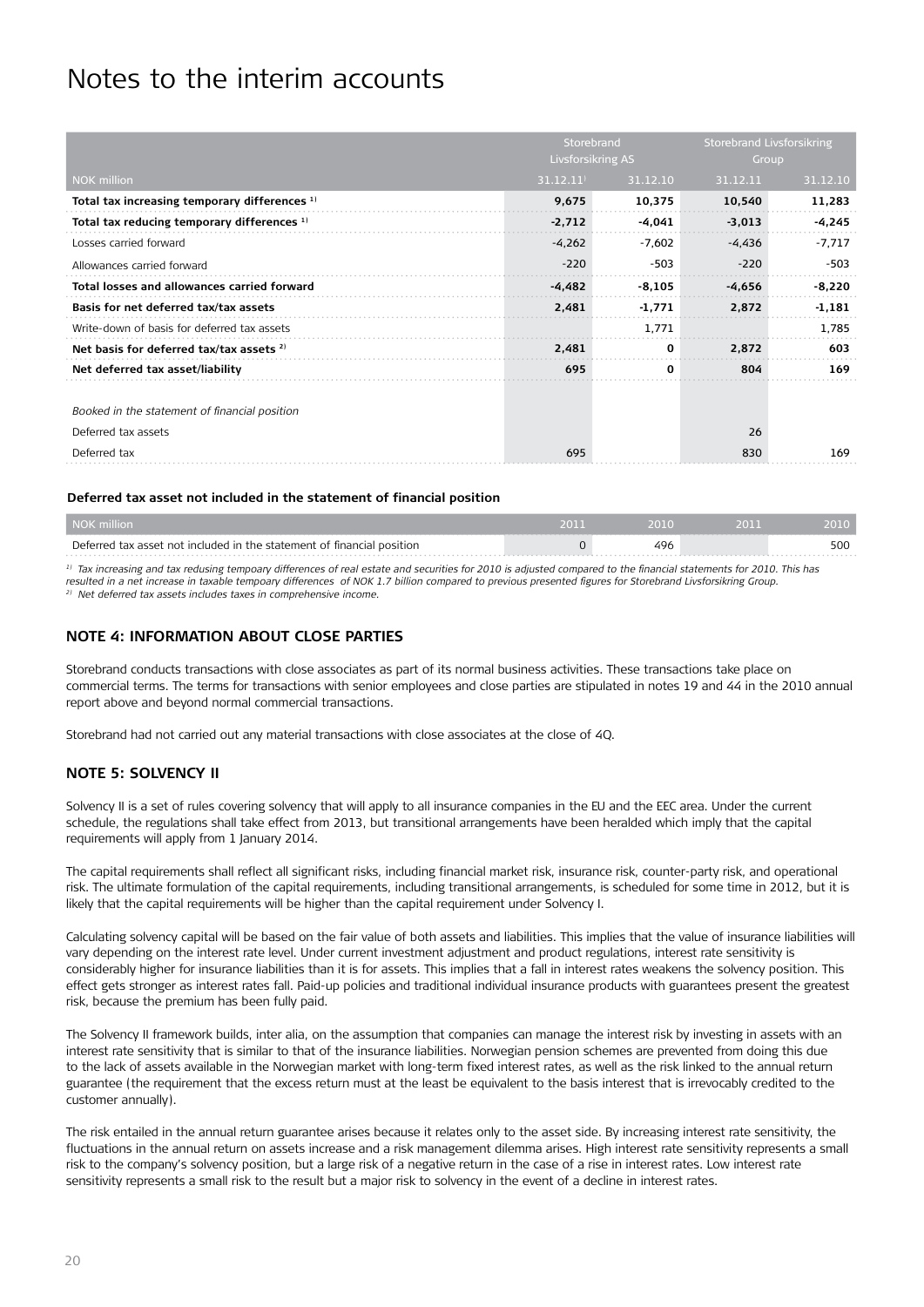# Notes to the interim accounts

| NOK million | Storebrand Livsforsikring AS | | Storebrand Livsforsikring Group | |
|---|---|---|---|---|
| | 31.12.11[1] | 31.12.10 | 31.12.11 | 31.12.10 |
| **Total tax increasing temporary differences** [1] | **9,675** | **10,375** | **10,540** | **11,283** |
| **Total tax reducing temporary differences** [1] | **-2,712** | **-4,041** | **-3,013** | **-4,245** |
| Losses carried forward | -4,262 | -7,602 | -4,436 | -7,717 |
| Allowances carried forward | -220 | -503 | -220 | -503 |
| **Total losses and allowances carried forward** | **-4,482** | **-8,105** | **-4,656** | **-8,220** |
| **Basis for net deferred tax/tax assets** | **2,481** | **-1,771** | **2,872** | **-1,181** |
| Write-down of basis for deferred tax assets | | 1,771 | | 1,785 |
| **Net basis for deferred tax/tax assets** [2] | **2,481** | **0** | **2,872** | **603** |
| **Net deferred tax asset/liability** | **695** | **0** | **804** | **169** |
| | | | | |
| *Booked in the statement of financial position* | | | | |
| Deferred tax assets | | | 26 | |
| Deferred tax | 695 | | 830 | 169 |

**Deferred tax asset not included in the statement of financial position**

| NOK million | 2011 | 2010 | 2011 | 2010 |
|---|---|---|---|---|
| Deferred tax asset not included in the statement of financial position | 0 | 496 | | 500 |

*[1] Tax increasing and tax redusing tempoary differences of real estate and securities for 2010 is adjusted compared to the financial statements for 2010. This has resulted in a net increase in taxable tempoary differences of NOK 1.7 billion compared to previous presented figures for Storebrand Livsforsikring Group.*
*[2] Net deferred tax assets includes taxes in comprehensive income.*

## NOTE 4: INFORMATION ABOUT CLOSE PARTIES

Storebrand conducts transactions with close associates as part of its normal business activities. These transactions take place on commercial terms. The terms for transactions with senior employees and close parties are stipulated in notes 19 and 44 in the 2010 annual report above and beyond normal commercial transactions.

Storebrand had not carried out any material transactions with close associates at the close of 4Q.

## NOTE 5: SOLVENCY II

Solvency II is a set of rules covering solvency that will apply to all insurance companies in the EU and the EEC area. Under the current schedule, the regulations shall take effect from 2013, but transitional arrangements have been heralded which imply that the capital requirements will apply from 1 January 2014.

The capital requirements shall reflect all significant risks, including financial market risk, insurance risk, counter-party risk, and operational risk. The ultimate formulation of the capital requirements, including transitional arrangements, is scheduled for some time in 2012, but it is likely that the capital requirements will be higher than the capital requirement under Solvency I.

Calculating solvency capital will be based on the fair value of both assets and liabilities. This implies that the value of insurance liabilities will vary depending on the interest rate level. Under current investment adjustment and product regulations, interest rate sensitivity is considerably higher for insurance liabilities than it is for assets. This implies that a fall in interest rates weakens the solvency position. This effect gets stronger as interest rates fall. Paid-up policies and traditional individual insurance products with guarantees present the greatest risk, because the premium has been fully paid.

The Solvency II framework builds, inter alia, on the assumption that companies can manage the interest risk by investing in assets with an interest rate sensitivity that is similar to that of the insurance liabilities. Norwegian pension schemes are prevented from doing this due to the lack of assets available in the Norwegian market with long-term fixed interest rates, as well as the risk linked to the annual return guarantee (the requirement that the excess return must at the least be equivalent to the basis interest that is irrevocably credited to the customer annually).

The risk entailed in the annual return guarantee arises because it relates only to the asset side. By increasing interest rate sensitivity, the fluctuations in the annual return on assets increase and a risk management dilemma arises. High interest rate sensitivity represents a small risk to the company's solvency position, but a large risk of a negative return in the case of a rise in interest rates. Low interest rate sensitivity represents a small risk to the result but a major risk to solvency in the event of a decline in interest rates.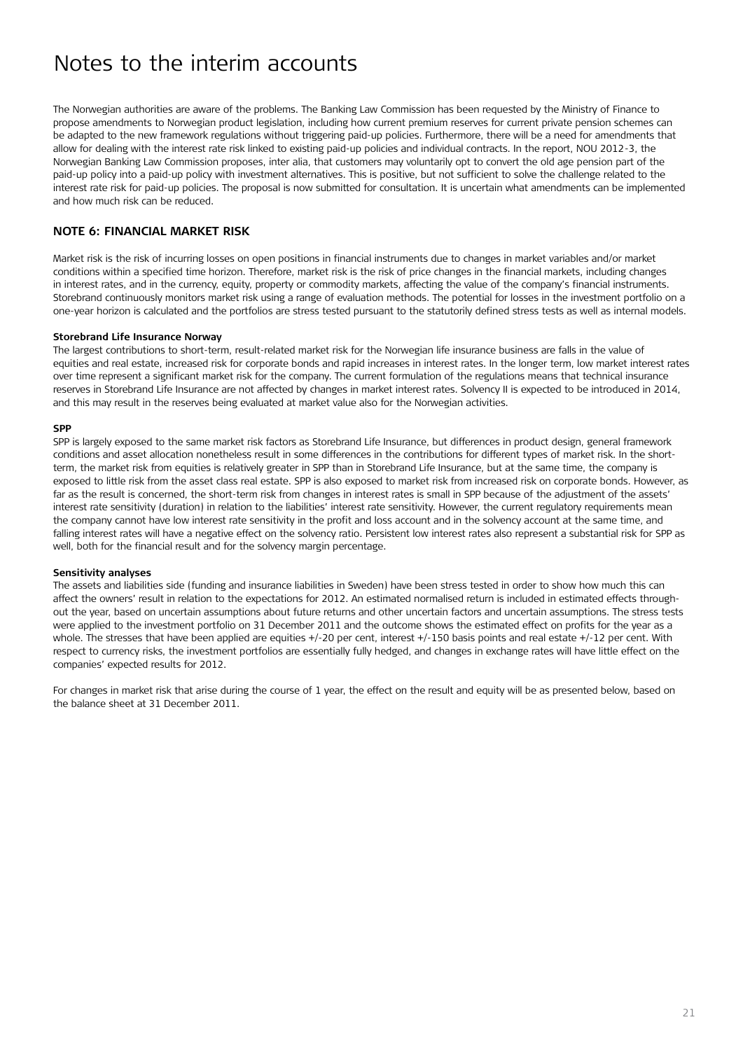# Notes to the interim accounts

The Norwegian authorities are aware of the problems. The Banking Law Commission has been requested by the Ministry of Finance to propose amendments to Norwegian product legislation, including how current premium reserves for current private pension schemes can be adapted to the new framework regulations without triggering paid-up policies. Furthermore, there will be a need for amendments that allow for dealing with the interest rate risk linked to existing paid-up policies and individual contracts. In the report, NOU 2012-3, the Norwegian Banking Law Commission proposes, inter alia, that customers may voluntarily opt to convert the old age pension part of the paid-up policy into a paid-up policy with investment alternatives. This is positive, but not sufficient to solve the challenge related to the interest rate risk for paid-up policies. The proposal is now submitted for consultation. It is uncertain what amendments can be implemented and how much risk can be reduced.

## NOTE 6: FINANCIAL MARKET RISK

Market risk is the risk of incurring losses on open positions in financial instruments due to changes in market variables and/or market conditions within a specified time horizon. Therefore, market risk is the risk of price changes in the financial markets, including changes in interest rates, and in the currency, equity, property or commodity markets, affecting the value of the company's financial instruments. Storebrand continuously monitors market risk using a range of evaluation methods. The potential for losses in the investment portfolio on a one-year horizon is calculated and the portfolios are stress tested pursuant to the statutorily defined stress tests as well as internal models.

**Storebrand Life Insurance Norway**

The largest contributions to short-term, result-related market risk for the Norwegian life insurance business are falls in the value of equities and real estate, increased risk for corporate bonds and rapid increases in interest rates. In the longer term, low market interest rates over time represent a significant market risk for the company. The current formulation of the regulations means that technical insurance reserves in Storebrand Life Insurance are not affected by changes in market interest rates. Solvency II is expected to be introduced in 2014, and this may result in the reserves being evaluated at market value also for the Norwegian activities.

**SPP**

SPP is largely exposed to the same market risk factors as Storebrand Life Insurance, but differences in product design, general framework conditions and asset allocation nonetheless result in some differences in the contributions for different types of market risk. In the short-term, the market risk from equities is relatively greater in SPP than in Storebrand Life Insurance, but at the same time, the company is exposed to little risk from the asset class real estate. SPP is also exposed to market risk from increased risk on corporate bonds. However, as far as the result is concerned, the short-term risk from changes in interest rates is small in SPP because of the adjustment of the assets' interest rate sensitivity (duration) in relation to the liabilities' interest rate sensitivity. However, the current regulatory requirements mean the company cannot have low interest rate sensitivity in the profit and loss account and in the solvency account at the same time, and falling interest rates will have a negative effect on the solvency ratio. Persistent low interest rates also represent a substantial risk for SPP as well, both for the financial result and for the solvency margin percentage.

**Sensitivity analyses**

The assets and liabilities side (funding and insurance liabilities in Sweden) have been stress tested in order to show how much this can affect the owners' result in relation to the expectations for 2012. An estimated normalised return is included in estimated effects throughout the year, based on uncertain assumptions about future returns and other uncertain factors and uncertain assumptions. The stress tests were applied to the investment portfolio on 31 December 2011 and the outcome shows the estimated effect on profits for the year as a whole. The stresses that have been applied are equities +/-20 per cent, interest +/-150 basis points and real estate +/-12 per cent. With respect to currency risks, the investment portfolios are essentially fully hedged, and changes in exchange rates will have little effect on the companies' expected results for 2012.

For changes in market risk that arise during the course of 1 year, the effect on the result and equity will be as presented below, based on the balance sheet at 31 December 2011.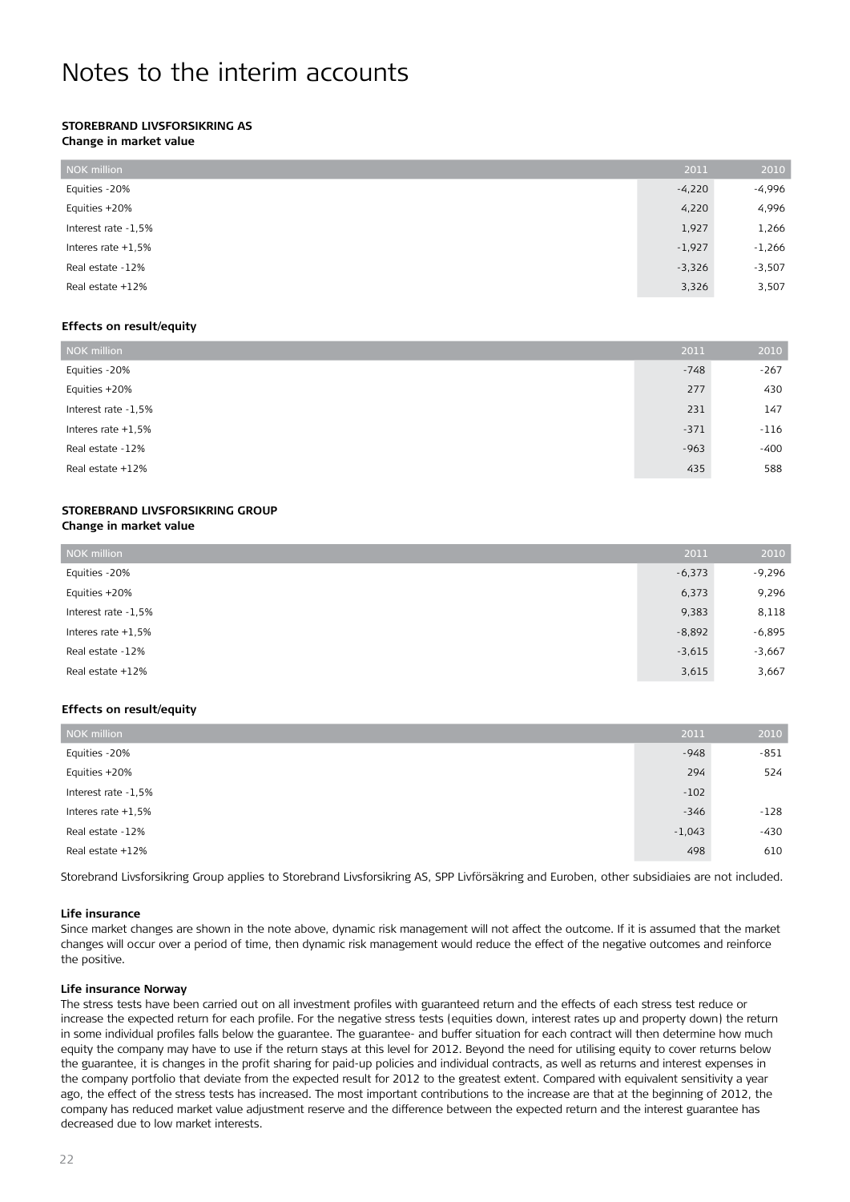# Notes to the interim accounts

**STOREBRAND LIVSFORSIKRING AS**
**Change in market value**

| NOK million | 2011 | 2010 |
|---|---|---|
| Equities -20% | -4,220 | -4,996 |
| Equities +20% | 4,220 | 4,996 |
| Interest rate -1,5% | 1,927 | 1,266 |
| Interes rate +1,5% | -1,927 | -1,266 |
| Real estate -12% | -3,326 | -3,507 |
| Real estate +12% | 3,326 | 3,507 |

**Effects on result/equity**

| NOK million | 2011 | 2010 |
|---|---|---|
| Equities -20% | -748 | -267 |
| Equities +20% | 277 | 430 |
| Interest rate -1,5% | 231 | 147 |
| Interes rate +1,5% | -371 | -116 |
| Real estate -12% | -963 | -400 |
| Real estate +12% | 435 | 588 |

**STOREBRAND LIVSFORSIKRING GROUP**
**Change in market value**

| NOK million | 2011 | 2010 |
|---|---|---|
| Equities -20% | -6,373 | -9,296 |
| Equities +20% | 6,373 | 9,296 |
| Interest rate -1,5% | 9,383 | 8,118 |
| Interes rate +1,5% | -8,892 | -6,895 |
| Real estate -12% | -3,615 | -3,667 |
| Real estate +12% | 3,615 | 3,667 |

**Effects on result/equity**

| NOK million | 2011 | 2010 |
|---|---|---|
| Equities -20% | -948 | -851 |
| Equities +20% | 294 | 524 |
| Interest rate -1,5% | -102 | |
| Interes rate +1,5% | -346 | -128 |
| Real estate -12% | -1,043 | -430 |
| Real estate +12% | 498 | 610 |

Storebrand Livsforsikring Group applies to Storebrand Livsforsikring AS, SPP Livförsäkring and Euroben, other subsidiaies are not included.

**Life insurance**

Since market changes are shown in the note above, dynamic risk management will not affect the outcome. If it is assumed that the market changes will occur over a period of time, then dynamic risk management would reduce the effect of the negative outcomes and reinforce the positive.

**Life insurance Norway**

The stress tests have been carried out on all investment profiles with guaranteed return and the effects of each stress test reduce or increase the expected return for each profile. For the negative stress tests (equities down, interest rates up and property down) the return in some individual profiles falls below the guarantee. The guarantee- and buffer situation for each contract will then determine how much equity the company may have to use if the return stays at this level for 2012. Beyond the need for utilising equity to cover returns below the guarantee, it is changes in the profit sharing for paid-up policies and individual contracts, as well as returns and interest expenses in the company portfolio that deviate from the expected result for 2012 to the greatest extent. Compared with equivalent sensitivity a year ago, the effect of the stress tests has increased. The most important contributions to the increase are that at the beginning of 2012, the company has reduced market value adjustment reserve and the difference between the expected return and the interest guarantee has decreased due to low market interests.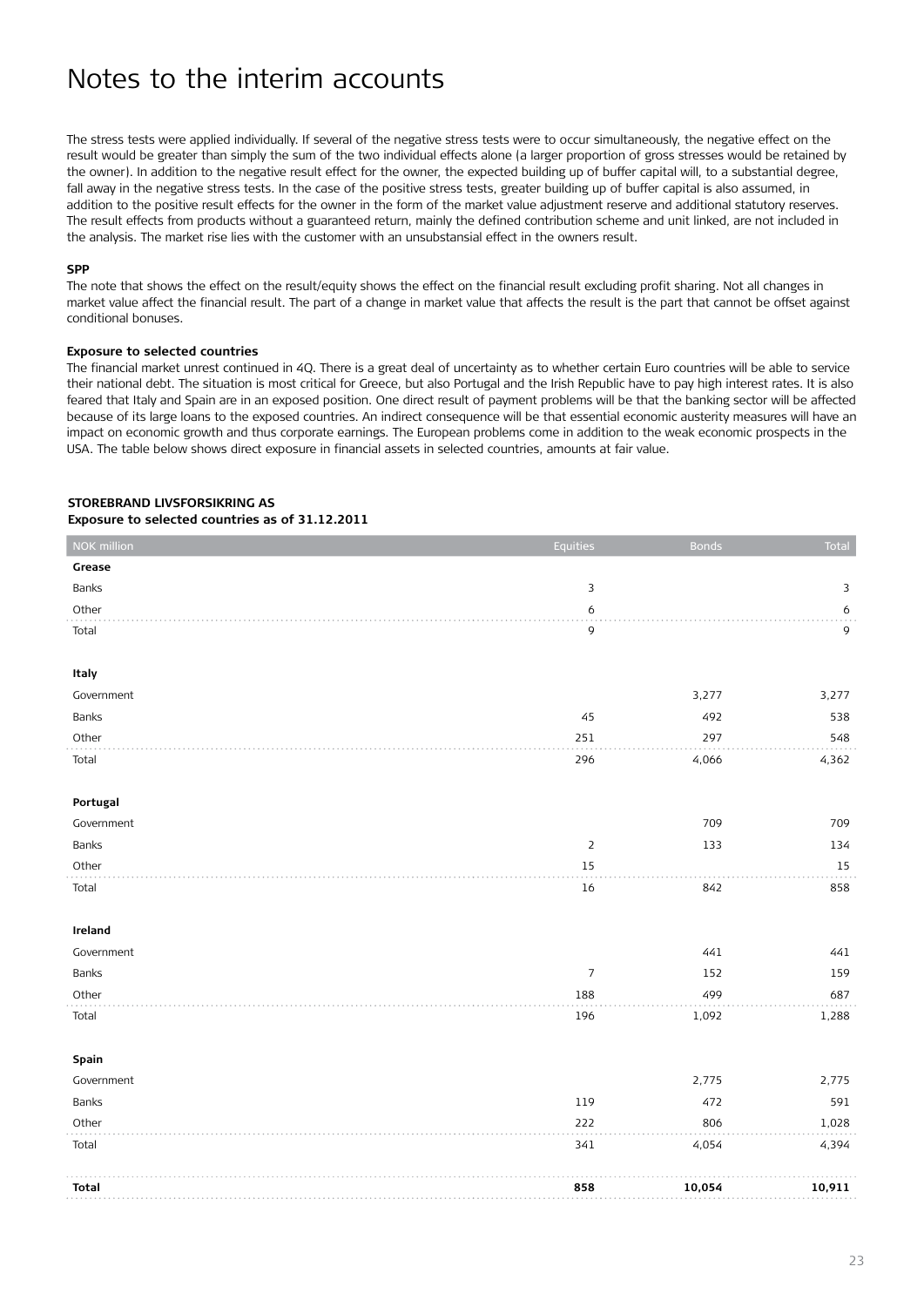# Notes to the interim accounts

The stress tests were applied individually. If several of the negative stress tests were to occur simultaneously, the negative effect on the result would be greater than simply the sum of the two individual effects alone (a larger proportion of gross stresses would be retained by the owner). In addition to the negative result effect for the owner, the expected building up of buffer capital will, to a substantial degree, fall away in the negative stress tests. In the case of the positive stress tests, greater building up of buffer capital is also assumed, in addition to the positive result effects for the owner in the form of the market value adjustment reserve and additional statutory reserves. The result effects from products without a guaranteed return, mainly the defined contribution scheme and unit linked, are not included in the analysis. The market rise lies with the customer with an unsubstansial effect in the owners result.

**SPP**

The note that shows the effect on the result/equity shows the effect on the financial result excluding profit sharing. Not all changes in market value affect the financial result. The part of a change in market value that affects the result is the part that cannot be offset against conditional bonuses.

**Exposure to selected countries**

The financial market unrest continued in 4Q. There is a great deal of uncertainty as to whether certain Euro countries will be able to service their national debt. The situation is most critical for Greece, but also Portugal and the Irish Republic have to pay high interest rates. It is also feared that Italy and Spain are in an exposed position. One direct result of payment problems will be that the banking sector will be affected because of its large loans to the exposed countries. An indirect consequence will be that essential economic austerity measures will have an impact on economic growth and thus corporate earnings. The European problems come in addition to the weak economic prospects in the USA. The table below shows direct exposure in financial assets in selected countries, amounts at fair value.

**STOREBRAND LIVSFORSIKRING AS**
**Exposure to selected countries as of 31.12.2011**

| NOK million | Equities | Bonds | Total |
|---|---|---|---|
| **Grease** | | | |
| Banks | 3 | | 3 |
| Other | 6 | | 6 |
| Total | 9 | | 9 |
| | | | |
| **Italy** | | | |
| Government | | 3,277 | 3,277 |
| Banks | 45 | 492 | 538 |
| Other | 251 | 297 | 548 |
| Total | 296 | 4,066 | 4,362 |
| | | | |
| **Portugal** | | | |
| Government | | 709 | 709 |
| Banks | 2 | 133 | 134 |
| Other | 15 | | 15 |
| Total | 16 | 842 | 858 |
| | | | |
| **Ireland** | | | |
| Government | | 441 | 441 |
| Banks | 7 | 152 | 159 |
| Other | 188 | 499 | 687 |
| Total | 196 | 1,092 | 1,288 |
| | | | |
| **Spain** | | | |
| Government | | 2,775 | 2,775 |
| Banks | 119 | 472 | 591 |
| Other | 222 | 806 | 1,028 |
| Total | 341 | 4,054 | 4,394 |
| | | | |
| **Total** | **858** | **10,054** | **10,911** |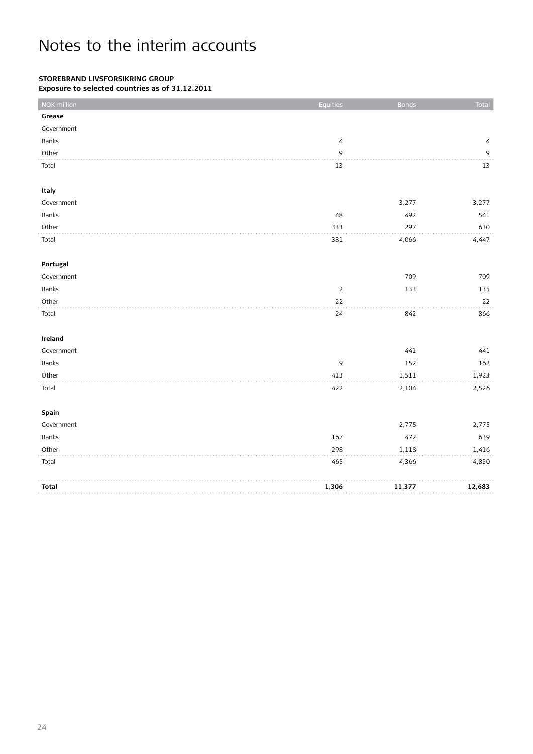# Notes to the interim accounts

**STOREBRAND LIVSFORSIKRING GROUP**
**Exposure to selected countries as of 31.12.2011**

| NOK million | Equities | Bonds | Total |
|---|---|---|---|
| **Grease** | | | |
| Government | | | |
| Banks | 4 | | 4 |
| Other | 9 | | 9 |
| Total | 13 | | 13 |
| | | | |
| **Italy** | | | |
| Government | | 3,277 | 3,277 |
| Banks | 48 | 492 | 541 |
| Other | 333 | 297 | 630 |
| Total | 381 | 4,066 | 4,447 |
| | | | |
| **Portugal** | | | |
| Government | | 709 | 709 |
| Banks | 2 | 133 | 135 |
| Other | 22 | | 22 |
| Total | 24 | 842 | 866 |
| | | | |
| **Ireland** | | | |
| Government | | 441 | 441 |
| Banks | 9 | 152 | 162 |
| Other | 413 | 1,511 | 1,923 |
| Total | 422 | 2,104 | 2,526 |
| | | | |
| **Spain** | | | |
| Government | | 2,775 | 2,775 |
| Banks | 167 | 472 | 639 |
| Other | 298 | 1,118 | 1,416 |
| Total | 465 | 4,366 | 4,830 |
| | | | |
| **Total** | **1,306** | **11,377** | **12,683** |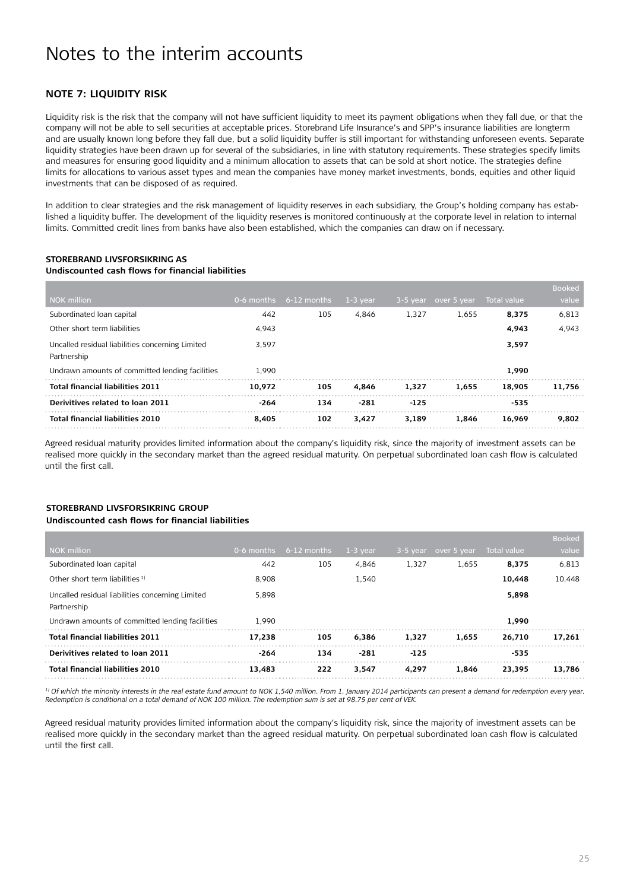# Notes to the interim accounts

## NOTE 7: LIQUIDITY RISK

Liquidity risk is the risk that the company will not have sufficient liquidity to meet its payment obligations when they fall due, or that the company will not be able to sell securities at acceptable prices. Storebrand Life Insurance's and SPP's insurance liabilities are longterm and are usually known long before they fall due, but a solid liquidity buffer is still important for withstanding unforeseen events. Separate liquidity strategies have been drawn up for several of the subsidiaries, in line with statutory requirements. These strategies specify limits and measures for ensuring good liquidity and a minimum allocation to assets that can be sold at short notice. The strategies define limits for allocations to various asset types and mean the companies have money market investments, bonds, equities and other liquid investments that can be disposed of as required.

In addition to clear strategies and the risk management of liquidity reserves in each subsidiary, the Group's holding company has established a liquidity buffer. The development of the liquidity reserves is monitored continuously at the corporate level in relation to internal limits. Committed credit lines from banks have also been established, which the companies can draw on if necessary.

**STOREBRAND LIVSFORSIKRING AS**
**Undiscounted cash flows for financial liabilities**

| NOK million | 0-6 months | 6-12 months | 1-3 year | 3-5 year | over 5 year | Total value | Booked value |
|---|---|---|---|---|---|---|---|
| Subordinated loan capital | 442 | 105 | 4,846 | 1,327 | 1,655 | **8,375** | 6,813 |
| Other short term liabilities | 4,943 | | | | | **4,943** | 4,943 |
| Uncalled residual liabilities concerning Limited Partnership | 3,597 | | | | | **3,597** | |
| Undrawn amounts of committed lending facilities | 1,990 | | | | | **1,990** | |
| **Total financial liabilities 2011** | **10,972** | **105** | **4,846** | **1,327** | **1,655** | **18,905** | **11,756** |
| **Derivitives related to loan 2011** | **-264** | **134** | **-281** | **-125** | | **-535** | |
| **Total financial liabilities 2010** | **8,405** | **102** | **3,427** | **3,189** | **1,846** | **16,969** | **9,802** |

Agreed residual maturity provides limited information about the company's liquidity risk, since the majority of investment assets can be realised more quickly in the secondary market than the agreed residual maturity. On perpetual subordinated loan cash flow is calculated until the first call.

**STOREBRAND LIVSFORSIKRING GROUP**
**Undiscounted cash flows for financial liabilities**

| NOK million | 0-6 months | 6-12 months | 1-3 year | 3-5 year | over 5 year | Total value | Booked value |
|---|---|---|---|---|---|---|---|
| Subordinated loan capital | 442 | 105 | 4,846 | 1,327 | 1,655 | **8,375** | 6,813 |
| Other short term liabilities [1] | 8,908 | | 1,540 | | | **10,448** | 10,448 |
| Uncalled residual liabilities concerning Limited Partnership | 5,898 | | | | | **5,898** | |
| Undrawn amounts of committed lending facilities | 1,990 | | | | | **1,990** | |
| **Total financial liabilities 2011** | **17,238** | **105** | **6,386** | **1,327** | **1,655** | **26,710** | **17,261** |
| **Derivitives related to loan 2011** | **-264** | **134** | **-281** | **-125** | | **-535** | |
| **Total financial liabilities 2010** | **13,483** | **222** | **3,547** | **4,297** | **1,846** | **23,395** | **13,786** |

*[1] Of which the minority interests in the real estate fund amount to NOK 1,540 million. From 1. January 2014 participants can present a demand for redemption every year. Redemption is conditional on a total demand of NOK 100 million. The redemption sum is set at 98.75 per cent of VEK.*

Agreed residual maturity provides limited information about the company's liquidity risk, since the majority of investment assets can be realised more quickly in the secondary market than the agreed residual maturity. On perpetual subordinated loan cash flow is calculated until the first call.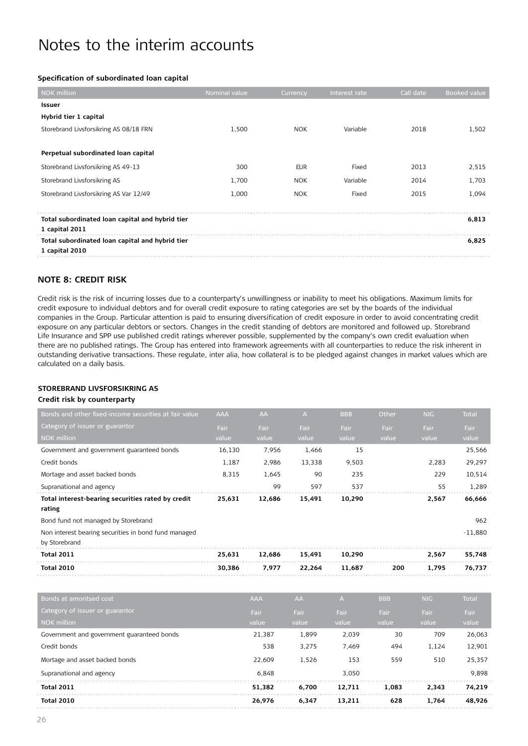# Notes to the interim accounts

**Specification of subordinated loan capital**

| NOK million | Nominal value | Currency | Interest rate | Call date | Booked value |
|---|---|---|---|---|---|
| **Issuer** | | | | | |
| **Hybrid tier 1 capital** | | | | | |
| Storebrand Livsforsikring AS 08/18 FRN | 1,500 | NOK | Variable | 2018 | 1,502 |
| **Perpetual subordinated loan capital** | | | | | |
| Storebrand Livsforsikring AS 49-13 | 300 | EUR | Fixed | 2013 | 2,515 |
| Storebrand Livsforsikring AS | 1,700 | NOK | Variable | 2014 | 1,703 |
| Storebrand Livsforsikring AS Var 12/49 | 1,000 | NOK | Fixed | 2015 | 1,094 |
| **Total subordinated loan capital and hybrid tier 1 capital 2011** | | | | | **6,813** |
| **Total subordinated loan capital and hybrid tier 1 capital 2010** | | | | | **6,825** |

## NOTE 8: CREDIT RISK

Credit risk is the risk of incurring losses due to a counterparty's unwillingness or inability to meet his obligations. Maximum limits for credit exposure to individual debtors and for overall credit exposure to rating categories are set by the boards of the individual companies in the Group. Particular attention is paid to ensuring diversification of credit exposure in order to avoid concentrating credit exposure on any particular debtors or sectors. Changes in the credit standing of debtors are monitored and followed up. Storebrand Life Insurance and SPP use published credit ratings wherever possible, supplemented by the company's own credit evaluation when there are no published ratings. The Group has entered into framework agreements with all counterparties to reduce the risk inherent in outstanding derivative transactions. These regulate, inter alia, how collateral is to be pledged against changes in market values which are calculated on a daily basis.

**STOREBRAND LIVSFORSIKRING AS**

**Credit risk by counterparty**

| Bonds and other fixed-income securities at fair value | AAA | AA | A | BBB | Other | NIG | Total |
|---|---|---|---|---|---|---|---|
| Category of issuer or guarantor<br>NOK million | Fair value | Fair value | Fair value | Fair value | Fair value | Fair value | Fair value |
| Government and government guaranteed bonds | 16,130 | 7,956 | 1,466 | 15 | | | 25,566 |
| Credit bonds | 1,187 | 2,986 | 13,338 | 9,503 | | 2,283 | 29,297 |
| Mortage and asset backed bonds | 8,315 | 1,645 | 90 | 235 | | 229 | 10,514 |
| Supranational and agency | | 99 | 597 | 537 | | 55 | 1,289 |
| **Total interest-bearing securities rated by credit rating** | **25,631** | **12,686** | **15,491** | **10,290** | | **2,567** | **66,666** |
| Bond fund not managed by Storebrand | | | | | | | 962 |
| Non interest bearing securities in bond fund managed by Storebrand | | | | | | | -11,880 |
| **Total 2011** | **25,631** | **12,686** | **15,491** | **10,290** | | **2,567** | **55,748** |
| **Total 2010** | **30,386** | **7,977** | **22,264** | **11,687** | **200** | **1,795** | **76,737** |

| Bonds at amoritsed cost | AAA | AA | A | BBB | NIG | Total |
|---|---|---|---|---|---|---|
| Category of issuer or guarantor<br>NOK million | Fair value | Fair value | Fair value | Fair value | Fair value | Fair value |
| Government and government guaranteed bonds | 21,387 | 1,899 | 2,039 | 30 | 709 | 26,063 |
| Credit bonds | 538 | 3,275 | 7,469 | 494 | 1,124 | 12,901 |
| Mortage and asset backed bonds | 22,609 | 1,526 | 153 | 559 | 510 | 25,357 |
| Supranational and agency | 6,848 | | 3,050 | | | 9,898 |
| **Total 2011** | **51,382** | **6,700** | **12,711** | **1,083** | **2,343** | **74,219** |
| **Total 2010** | **26,976** | **6,347** | **13,211** | **628** | **1,764** | **48,926** |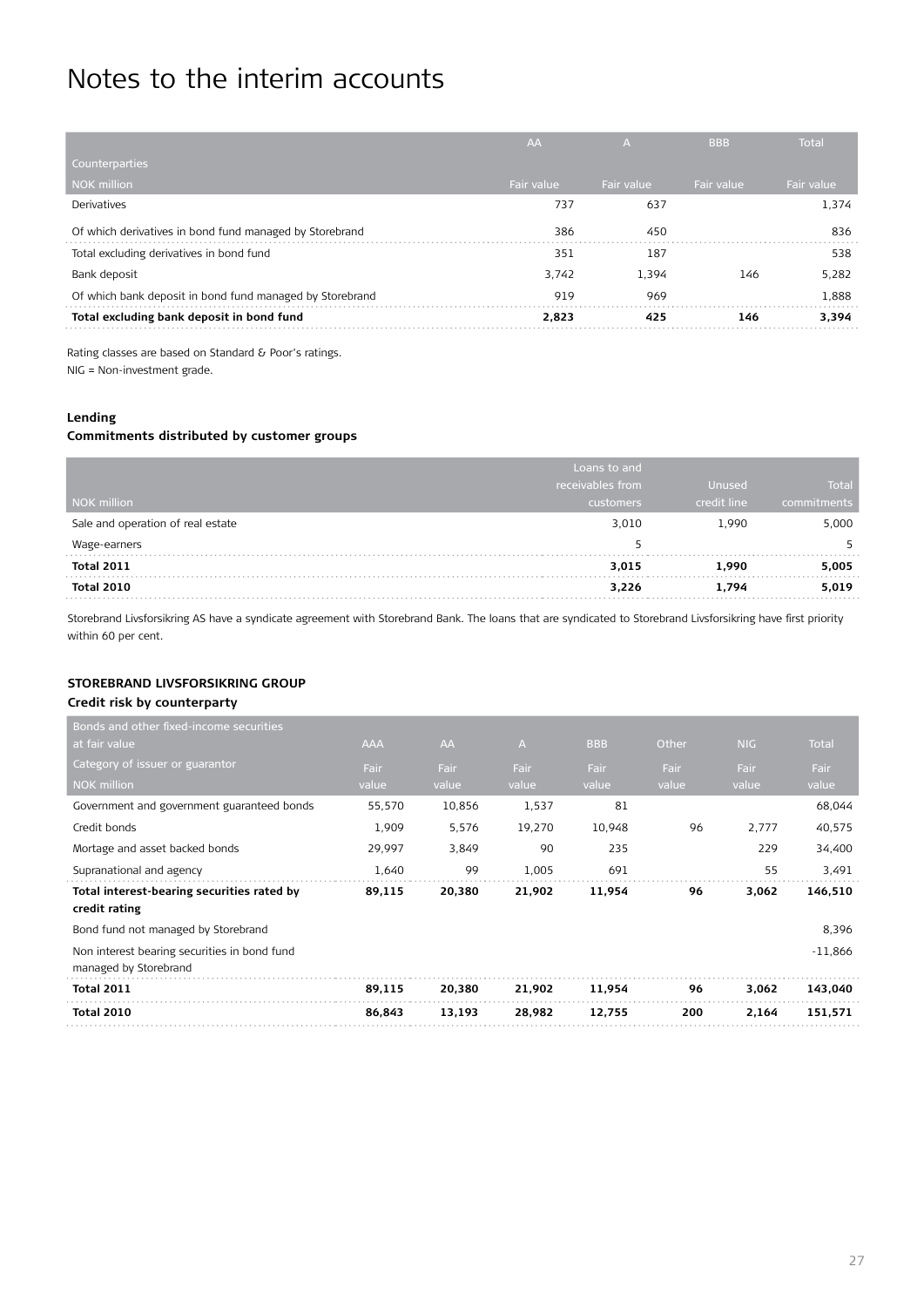# Notes to the interim accounts

| Counterparties<br>NOK million | AA<br>Fair value | A<br>Fair value | BBB<br>Fair value | Total<br>Fair value |
|---|---|---|---|---|
| Derivatives | 737 | 637 | | 1,374 |
| Of which derivatives in bond fund managed by Storebrand | 386 | 450 | | 836 |
| Total excluding derivatives in bond fund | 351 | 187 | | 538 |
| Bank deposit | 3,742 | 1,394 | 146 | 5,282 |
| Of which bank deposit in bond fund managed by Storebrand | 919 | 969 | | 1,888 |
| **Total excluding bank deposit in bond fund** | **2,823** | **425** | **146** | **3,394** |

Rating classes are based on Standard & Poor's ratings.
NIG = Non-investment grade.

**Lending**
**Commitments distributed by customer groups**

| NOK million | Loans to and receivables from customers | Unused credit line | Total commitments |
|---|---|---|---|
| Sale and operation of real estate | 3,010 | 1,990 | 5,000 |
| Wage-earners | 5 | | 5 |
| **Total 2011** | **3,015** | **1,990** | **5,005** |
| **Total 2010** | **3,226** | **1,794** | **5,019** |

Storebrand Livsforsikring AS have a syndicate agreement with Storebrand Bank. The loans that are syndicated to Storebrand Livsforsikring have first priority within 60 per cent.

**STOREBRAND LIVSFORSIKRING GROUP**
**Credit risk by counterparty**

| Bonds and other fixed-income securities at fair value<br>Category of issuer or guarantor<br>NOK million | AAA<br>Fair value | AA<br>Fair value | A<br>Fair value | BBB<br>Fair value | Other<br>Fair value | NIG<br>Fair value | Total<br>Fair value |
|---|---|---|---|---|---|---|---|
| Government and government guaranteed bonds | 55,570 | 10,856 | 1,537 | 81 | | | 68,044 |
| Credit bonds | 1,909 | 5,576 | 19,270 | 10,948 | 96 | 2,777 | 40,575 |
| Mortage and asset backed bonds | 29,997 | 3,849 | 90 | 235 | | 229 | 34,400 |
| Supranational and agency | 1,640 | 99 | 1,005 | 691 | | 55 | 3,491 |
| **Total interest-bearing securities rated by credit rating** | **89,115** | **20,380** | **21,902** | **11,954** | **96** | **3,062** | **146,510** |
| Bond fund not managed by Storebrand | | | | | | | 8,396 |
| Non interest bearing securities in bond fund managed by Storebrand | | | | | | | -11,866 |
| **Total 2011** | **89,115** | **20,380** | **21,902** | **11,954** | **96** | **3,062** | **143,040** |
| **Total 2010** | **86,843** | **13,193** | **28,982** | **12,755** | **200** | **2,164** | **151,571** |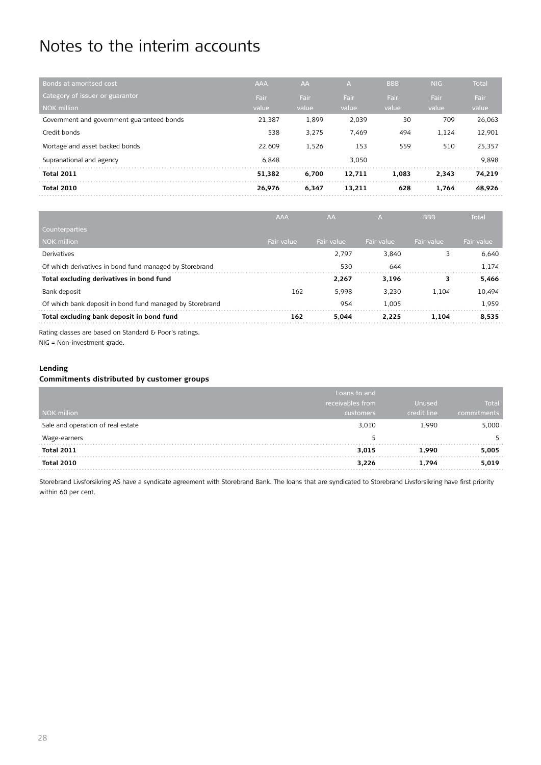# Notes to the interim accounts

| Bonds at amoritsed cost<br>Category of issuer or guarantor<br>NOK million | AAA<br>Fair value | AA<br>Fair value | A<br>Fair value | BBB<br>Fair value | NIG<br>Fair value | Total<br>Fair value |
|---|---|---|---|---|---|---|
| Government and government guaranteed bonds | 21,387 | 1,899 | 2,039 | 30 | 709 | 26,063 |
| Credit bonds | 538 | 3,275 | 7,469 | 494 | 1,124 | 12,901 |
| Mortage and asset backed bonds | 22,609 | 1,526 | 153 | 559 | 510 | 25,357 |
| Supranational and agency | 6,848 | | 3,050 | | | 9,898 |
| **Total 2011** | **51,382** | **6,700** | **12,711** | **1,083** | **2,343** | **74,219** |
| **Total 2010** | **26,976** | **6,347** | **13,211** | **628** | **1,764** | **48,926** |

| Counterparties<br>NOK million | AAA<br>Fair value | AA<br>Fair value | A<br>Fair value | BBB<br>Fair value | Total<br>Fair value |
|---|---|---|---|---|---|
| Derivatives | | 2,797 | 3,840 | 3 | 6,640 |
| Of which derivatives in bond fund managed by Storebrand | | 530 | 644 | | 1,174 |
| **Total excluding derivatives in bond fund** | | **2,267** | **3,196** | **3** | **5,466** |
| Bank deposit | 162 | 5,998 | 3,230 | 1,104 | 10,494 |
| Of which bank deposit in bond fund managed by Storebrand | | 954 | 1,005 | | 1,959 |
| **Total excluding bank deposit in bond fund** | **162** | **5,044** | **2,225** | **1,104** | **8,535** |

Rating classes are based on Standard & Poor's ratings.
NIG = Non-investment grade.

**Lending**

**Commitments distributed by customer groups**

| NOK million | Loans to and receivables from customers | Unused credit line | Total commitments |
|---|---|---|---|
| Sale and operation of real estate | 3,010 | 1,990 | 5,000 |
| Wage-earners | 5 | | 5 |
| **Total 2011** | **3,015** | **1,990** | **5,005** |
| **Total 2010** | **3,226** | **1,794** | **5,019** |

Storebrand Livsforsikring AS have a syndicate agreement with Storebrand Bank. The loans that are syndicated to Storebrand Livsforsikring have first priority within 60 per cent.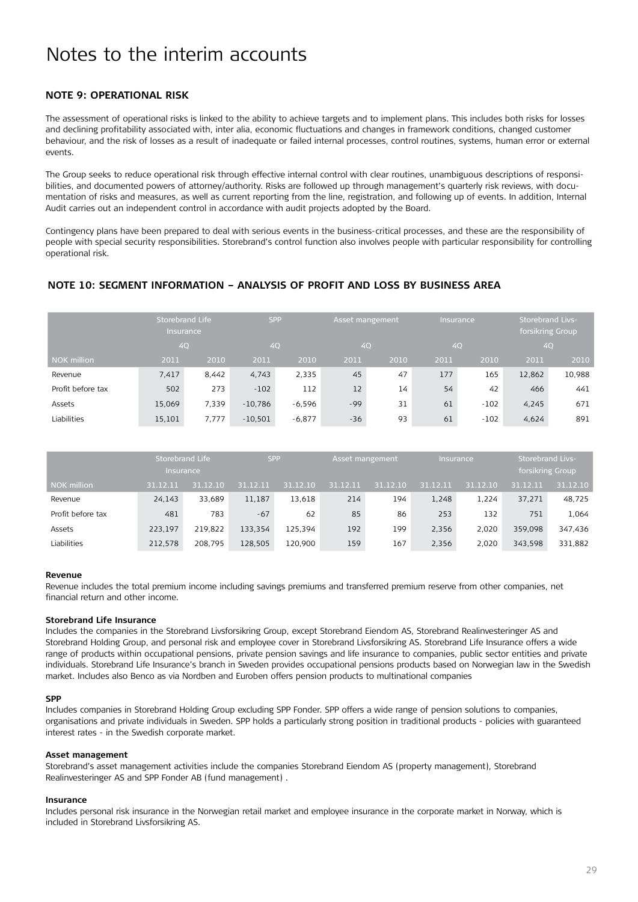# Notes to the interim accounts

## NOTE 9: OPERATIONAL RISK

The assessment of operational risks is linked to the ability to achieve targets and to implement plans. This includes both risks for losses and declining profitability associated with, inter alia, economic fluctuations and changes in framework conditions, changed customer behaviour, and the risk of losses as a result of inadequate or failed internal processes, control routines, systems, human error or external events.

The Group seeks to reduce operational risk through effective internal control with clear routines, unambiguous descriptions of responsibilities, and documented powers of attorney/authority. Risks are followed up through management's quarterly risk reviews, with documentation of risks and measures, as well as current reporting from the line, registration, and following up of events. In addition, Internal Audit carries out an independent control in accordance with audit projects adopted by the Board.

Contingency plans have been prepared to deal with serious events in the business-critical processes, and these are the responsibility of people with special security responsibilities. Storebrand's control function also involves people with particular responsibility for controlling operational risk.

## NOTE 10: SEGMENT INFORMATION – ANALYSIS OF PROFIT AND LOSS BY BUSINESS AREA

| | Storebrand Life Insurance | | SPP | | Asset mangement | | Insurance | | Storebrand Livsforsikring Group | |
|---|---|---|---|---|---|---|---|---|---|---|
| | 4Q | | 4Q | | 4Q | | 4Q | | 4Q | |
| NOK million | 2011 | 2010 | 2011 | 2010 | 2011 | 2010 | 2011 | 2010 | 2011 | 2010 |
| Revenue | 7,417 | 8,442 | 4,743 | 2,335 | 45 | 47 | 177 | 165 | 12,862 | 10,988 |
| Profit before tax | 502 | 273 | -102 | 112 | 12 | 14 | 54 | 42 | 466 | 441 |
| Assets | 15,069 | 7,339 | -10,786 | -6,596 | -99 | 31 | 61 | -102 | 4,245 | 671 |
| Liabilities | 15,101 | 7,777 | -10,501 | -6,877 | -36 | 93 | 61 | -102 | 4,624 | 891 |

| | Storebrand Life Insurance | | SPP | | Asset mangement | | Insurance | | Storebrand Livsforsikring Group | |
|---|---|---|---|---|---|---|---|---|---|---|
| NOK million | 31.12.11 | 31.12.10 | 31.12.11 | 31.12.10 | 31.12.11 | 31.12.10 | 31.12.11 | 31.12.10 | 31.12.11 | 31.12.10 |
| Revenue | 24,143 | 33,689 | 11,187 | 13,618 | 214 | 194 | 1,248 | 1,224 | 37,271 | 48,725 |
| Profit before tax | 481 | 783 | -67 | 62 | 85 | 86 | 253 | 132 | 751 | 1,064 |
| Assets | 223,197 | 219,822 | 133,354 | 125,394 | 192 | 199 | 2,356 | 2,020 | 359,098 | 347,436 |
| Liabilities | 212,578 | 208,795 | 128,505 | 120,900 | 159 | 167 | 2,356 | 2,020 | 343,598 | 331,882 |

**Revenue**

Revenue includes the total premium income including savings premiums and transferred premium reserve from other companies, net financial return and other income.

**Storebrand Life Insurance**

Includes the companies in the Storebrand Livsforsikring Group, except Storebrand Eiendom AS, Storebrand Realinvesteringer AS and Storebrand Holding Group, and personal risk and employee cover in Storebrand Livsforsikring AS. Storebrand Life Insurance offers a wide range of products within occupational pensions, private pension savings and life insurance to companies, public sector entities and private individuals. Storebrand Life Insurance's branch in Sweden provides occupational pensions products based on Norwegian law in the Swedish market. Includes also Benco as via Nordben and Euroben offers pension products to multinational companies

**SPP**

Includes companies in Storebrand Holding Group excluding SPP Fonder. SPP offers a wide range of pension solutions to companies, organisations and private individuals in Sweden. SPP holds a particularly strong position in traditional products - policies with guaranteed interest rates - in the Swedish corporate market.

**Asset management**

Storebrand's asset management activities include the companies Storebrand Eiendom AS (property management), Storebrand Realinvesteringer AS and SPP Fonder AB (fund management) .

**Insurance**

Includes personal risk insurance in the Norwegian retail market and employee insurance in the corporate market in Norway, which is included in Storebrand Livsforsikring AS.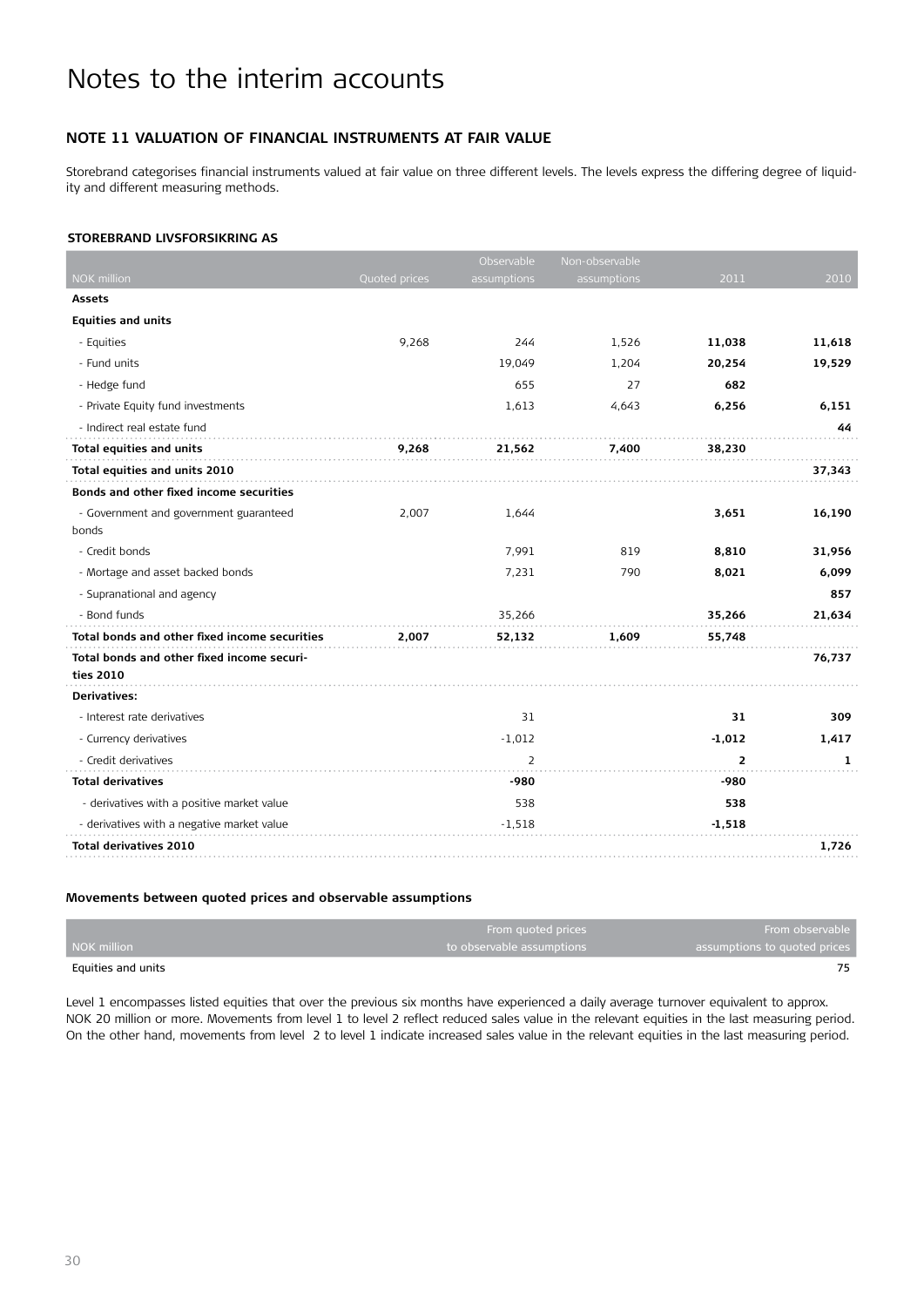# Notes to the interim accounts

## NOTE 11 VALUATION OF FINANCIAL INSTRUMENTS AT FAIR VALUE

Storebrand categorises financial instruments valued at fair value on three different levels. The levels express the differing degree of liquidity and different measuring methods.

### STOREBRAND LIVSFORSIKRING AS

| NOK million | Quoted prices | Observable assumptions | Non-observable assumptions | 2011 | 2010 |
|---|---|---|---|---|---|
| **Assets** | | | | | |
| **Equities and units** | | | | | |
| - Equities | 9,268 | 244 | 1,526 | **11,038** | **11,618** |
| - Fund units | | 19,049 | 1,204 | **20,254** | **19,529** |
| - Hedge fund | | 655 | 27 | **682** | |
| - Private Equity fund investments | | 1,613 | 4,643 | **6,256** | **6,151** |
| - Indirect real estate fund | | | | | **44** |
| **Total equities and units** | **9,268** | **21,562** | **7,400** | **38,230** | |
| **Total equities and units 2010** | | | | | **37,343** |
| **Bonds and other fixed income securities** | | | | | |
| - Government and government guaranteed bonds | 2,007 | 1,644 | | **3,651** | **16,190** |
| - Credit bonds | | 7,991 | 819 | **8,810** | **31,956** |
| - Mortage and asset backed bonds | | 7,231 | 790 | **8,021** | **6,099** |
| - Supranational and agency | | | | | **857** |
| - Bond funds | | 35,266 | | **35,266** | **21,634** |
| **Total bonds and other fixed income securities** | **2,007** | **52,132** | **1,609** | **55,748** | |
| **Total bonds and other fixed income securities 2010** | | | | | **76,737** |
| **Derivatives:** | | | | | |
| - Interest rate derivatives | | 31 | | **31** | **309** |
| - Currency derivatives | | -1,012 | | **-1,012** | **1,417** |
| - Credit derivatives | | 2 | | **2** | **1** |
| **Total derivatives** | | **-980** | | **-980** | |
| - derivatives with a positive market value | | 538 | | **538** | |
| - derivatives with a negative market value | | -1,518 | | **-1,518** | |
| **Total derivatives 2010** | | | | | **1,726** |

### Movements between quoted prices and observable assumptions

| NOK million | From quoted prices to observable assumptions | From observable assumptions to quoted prices |
|---|---|---|
| Equities and units | | 75 |

Level 1 encompasses listed equities that over the previous six months have experienced a daily average turnover equivalent to approx. NOK 20 million or more. Movements from level 1 to level 2 reflect reduced sales value in the relevant equities in the last measuring period. On the other hand, movements from level 2 to level 1 indicate increased sales value in the relevant equities in the last measuring period.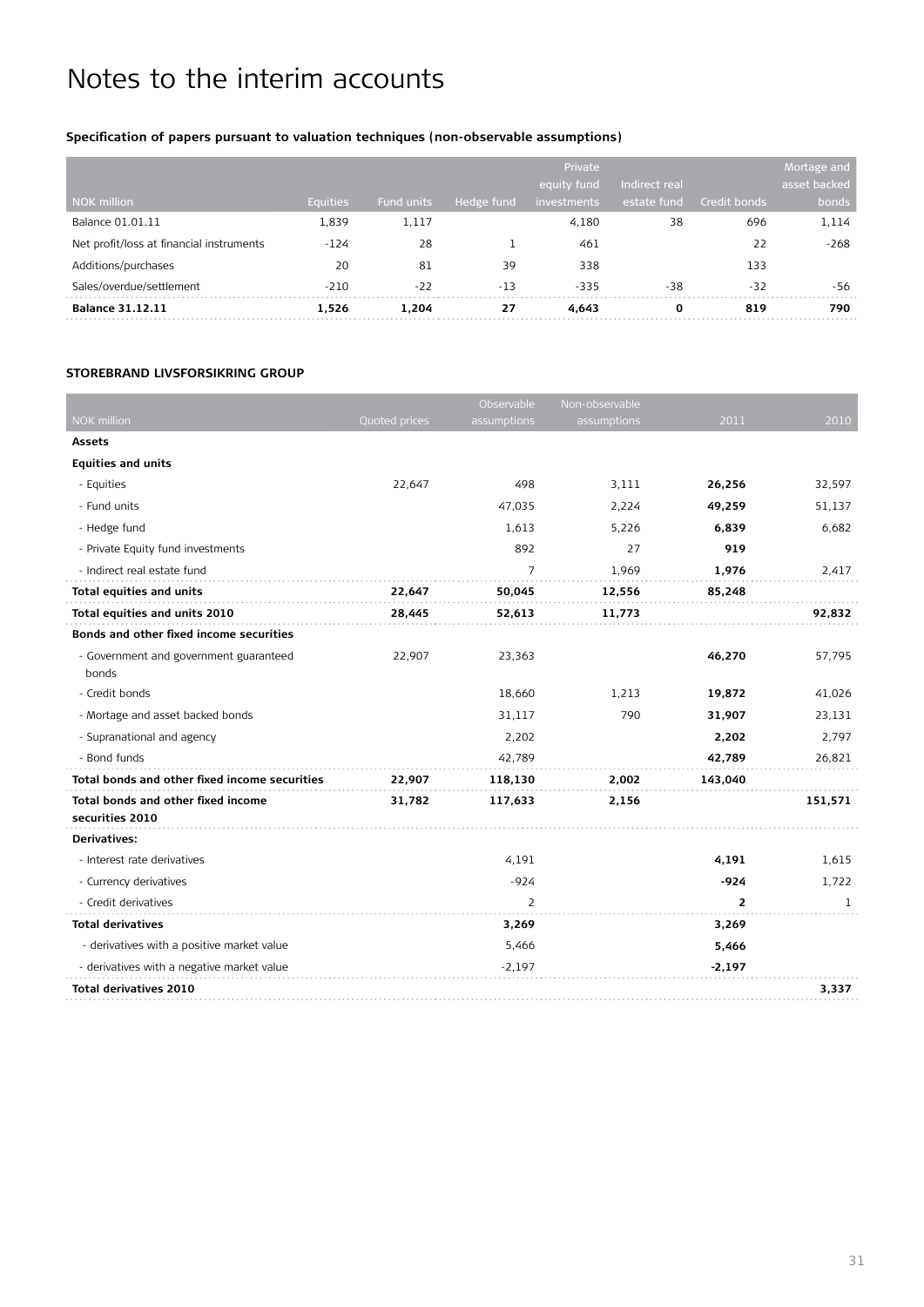# Notes to the interim accounts

**Specification of papers pursuant to valuation techniques (non-observable assumptions)**

| NOK million | Equities | Fund units | Hedge fund | Private equity fund investments | Indirect real estate fund | Credit bonds | Mortage and asset backed bonds |
|---|---|---|---|---|---|---|---|
| Balance 01.01.11 | 1,839 | 1,117 | | 4,180 | 38 | 696 | 1,114 |
| Net profit/loss at financial instruments | -124 | 28 | 1 | 461 | | 22 | -268 |
| Additions/purchases | 20 | 81 | 39 | 338 | | 133 | |
| Sales/overdue/settlement | -210 | -22 | -13 | -335 | -38 | -32 | -56 |
| **Balance 31.12.11** | **1,526** | **1,204** | **27** | **4,643** | **0** | **819** | **790** |

**STOREBRAND LIVSFORSIKRING GROUP**

| NOK million | Quoted prices | Observable assumptions | Non-observable assumptions | 2011 | 2010 |
|---|---|---|---|---|---|
| **Assets** | | | | | |
| **Equities and units** | | | | | |
| - Equities | 22,647 | 498 | 3,111 | **26,256** | 32,597 |
| - Fund units | | 47,035 | 2,224 | **49,259** | 51,137 |
| - Hedge fund | | 1,613 | 5,226 | **6,839** | 6,682 |
| - Private Equity fund investments | | 892 | 27 | **919** | |
| - Indirect real estate fund | | 7 | 1,969 | **1,976** | 2,417 |
| **Total equities and units** | **22,647** | **50,045** | **12,556** | **85,248** | |
| **Total equities and units 2010** | **28,445** | **52,613** | **11,773** | | **92,832** |
| **Bonds and other fixed income securities** | | | | | |
| - Government and government guaranteed bonds | 22,907 | 23,363 | | **46,270** | 57,795 |
| - Credit bonds | | 18,660 | 1,213 | **19,872** | 41,026 |
| - Mortage and asset backed bonds | | 31,117 | 790 | **31,907** | 23,131 |
| - Supranational and agency | | 2,202 | | **2,202** | 2,797 |
| - Bond funds | | 42,789 | | **42,789** | 26,821 |
| **Total bonds and other fixed income securities** | **22,907** | **118,130** | **2,002** | **143,040** | |
| **Total bonds and other fixed income securities 2010** | **31,782** | **117,633** | **2,156** | | **151,571** |
| **Derivatives:** | | | | | |
| - Interest rate derivatives | | 4,191 | | **4,191** | 1,615 |
| - Currency derivatives | | -924 | | **-924** | 1,722 |
| - Credit derivatives | | 2 | | **2** | 1 |
| **Total derivatives** | | **3,269** | | **3,269** | |
| - derivatives with a positive market value | | 5,466 | | **5,466** | |
| - derivatives with a negative market value | | -2,197 | | **-2,197** | |
| **Total derivatives 2010** | | | | | **3,337** |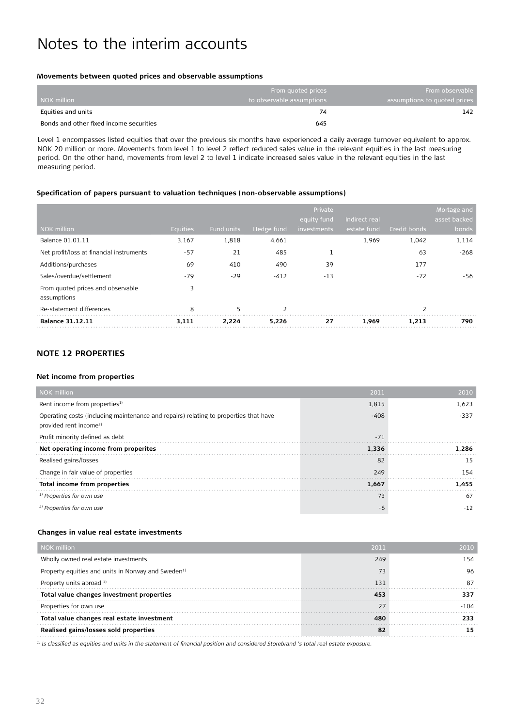# Notes to the interim accounts

**Movements between quoted prices and observable assumptions**

| NOK million | From quoted prices to observable assumptions | From observable assumptions to quoted prices |
|---|---|---|
| Equities and units | 74 | 142 |
| Bonds and other fixed income securities | 645 | |

Level 1 encompasses listed equities that over the previous six months have experienced a daily average turnover equivalent to approx. NOK 20 million or more. Movements from level 1 to level 2 reflect reduced sales value in the relevant equities in the last measuring period. On the other hand, movements from level 2 to level 1 indicate increased sales value in the relevant equities in the last measuring period.

**Specification of papers pursuant to valuation techniques (non-observable assumptions)**

| NOK million | Equities | Fund units | Hedge fund | Private equity fund investments | Indirect real estate fund | Credit bonds | Mortage and asset backed bonds |
|---|---|---|---|---|---|---|---|
| Balance 01.01.11 | 3,167 | 1,818 | 4,661 | | 1,969 | 1,042 | 1,114 |
| Net profit/loss at financial instruments | -57 | 21 | 485 | 1 | | 63 | -268 |
| Additions/purchases | 69 | 410 | 490 | 39 | | 177 | |
| Sales/overdue/settlement | -79 | -29 | -412 | -13 | | -72 | -56 |
| From quoted prices and observable assumptions | 3 | | | | | | |
| Re-statement differences | 8 | 5 | 2 | | | 2 | |
| **Balance 31.12.11** | **3,111** | **2,224** | **5,226** | **27** | **1,969** | **1,213** | **790** |

## NOTE 12 PROPERTIES

**Net income from properties**

| NOK million | 2011 | 2010 |
|---|---|---|
| Rent income from properties[1] | 1,815 | 1,623 |
| Operating costs (including maintenance and repairs) relating to properties that have provided rent income[2] | -408 | -337 |
| Profit minority defined as debt | -71 | |
| **Net operating income from properites** | **1,336** | **1,286** |
| Realised gains/losses | 82 | 15 |
| Change in fair value of properties | 249 | 154 |
| **Total income from properties** | **1,667** | **1,455** |
| *[1] Properties for own use* | 73 | 67 |
| *[2] Properties for own use* | -6 | -12 |

**Changes in value real estate investments**

| NOK million | 2011 | 2010 |
|---|---|---|
| Wholly owned real estate investments | 249 | 154 |
| Property equities and units in Norway and Sweden[1] | 73 | 96 |
| Property units abroad [1] | 131 | 87 |
| **Total value changes investment properties** | **453** | **337** |
| Properties for own use | 27 | -104 |
| **Total value changes real estate investment** | **480** | **233** |
| **Realised gains/losses sold properties** | **82** | **15** |

*[1] Is classified as equities and units in the statement of financial position and considered Storebrand 's total real estate exposure.*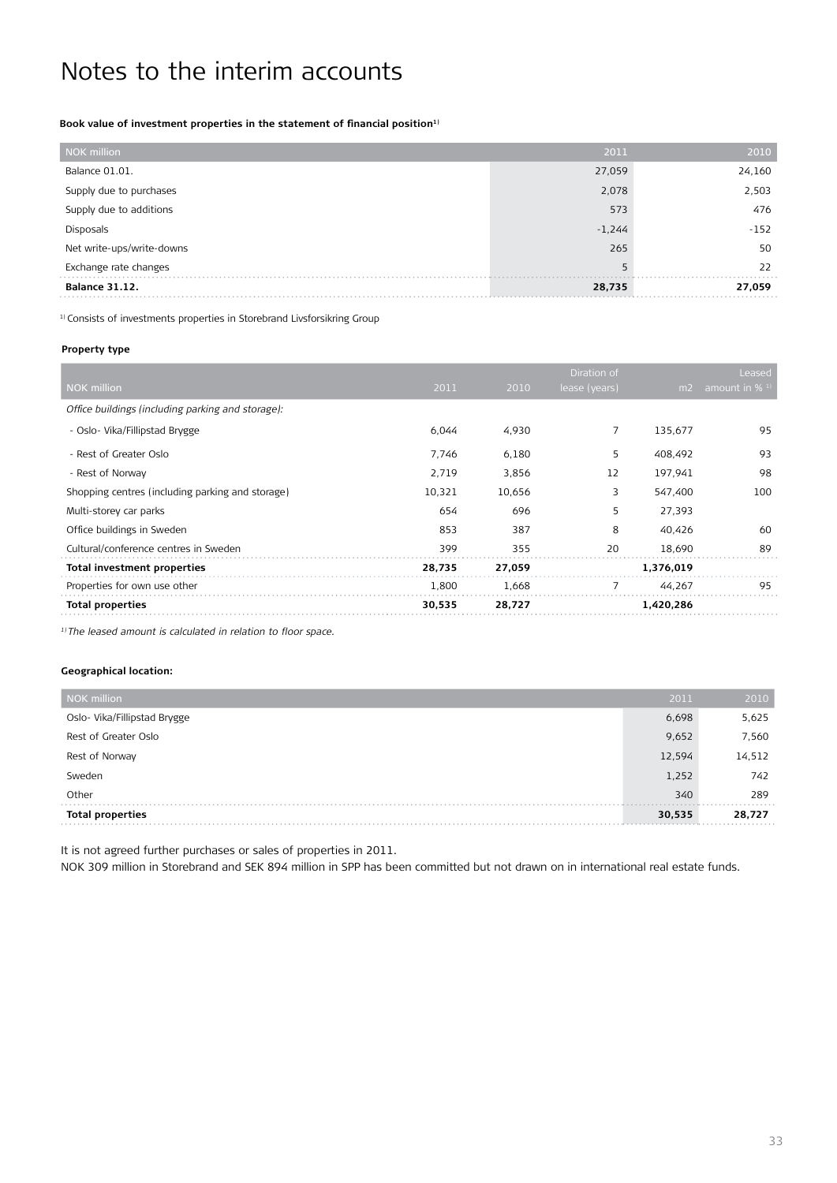# Notes to the interim accounts

**Book value of investment properties in the statement of financial position**[1]

| NOK million | 2011 | 2010 |
|---|---|---|
| Balance 01.01. | 27,059 | 24,160 |
| Supply due to purchases | 2,078 | 2,503 |
| Supply due to additions | 573 | 476 |
| Disposals | -1,244 | -152 |
| Net write-ups/write-downs | 265 | 50 |
| Exchange rate changes | 5 | 22 |
| **Balance 31.12.** | **28,735** | **27,059** |

[1] Consists of investments properties in Storebrand Livsforsikring Group

**Property type**

| NOK million | 2011 | 2010 | Diration of lease (years) | m2 | Leased amount in % [1] |
|---|---|---|---|---|---|
| *Office buildings (including parking and storage):* | | | | | |
| - Oslo- Vika/Fillipstad Brygge | 6,044 | 4,930 | 7 | 135,677 | 95 |
| - Rest of Greater Oslo | 7,746 | 6,180 | 5 | 408,492 | 93 |
| - Rest of Norway | 2,719 | 3,856 | 12 | 197,941 | 98 |
| Shopping centres (including parking and storage) | 10,321 | 10,656 | 3 | 547,400 | 100 |
| Multi-storey car parks | 654 | 696 | 5 | 27,393 | |
| Office buildings in Sweden | 853 | 387 | 8 | 40,426 | 60 |
| Cultural/conference centres in Sweden | 399 | 355 | 20 | 18,690 | 89 |
| **Total investment properties** | **28,735** | **27,059** | | **1,376,019** | |
| Properties for own use other | 1,800 | 1,668 | 7 | 44,267 | 95 |
| **Total properties** | **30,535** | **28,727** | | **1,420,286** | |

*[1] The leased amount is calculated in relation to floor space.*

**Geographical location:**

| NOK million | 2011 | 2010 |
|---|---|---|
| Oslo- Vika/Fillipstad Brygge | 6,698 | 5,625 |
| Rest of Greater Oslo | 9,652 | 7,560 |
| Rest of Norway | 12,594 | 14,512 |
| Sweden | 1,252 | 742 |
| Other | 340 | 289 |
| **Total properties** | **30,535** | **28,727** |

It is not agreed further purchases or sales of properties in 2011.
NOK 309 million in Storebrand and SEK 894 million in SPP has been committed but not drawn on in international real estate funds.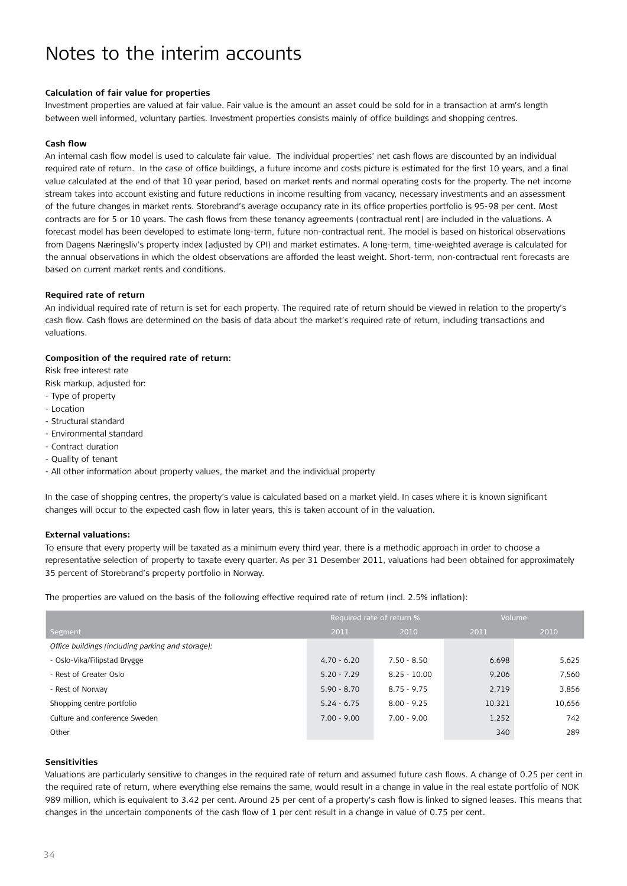# Notes to the interim accounts

**Calculation of fair value for properties**

Investment properties are valued at fair value. Fair value is the amount an asset could be sold for in a transaction at arm's length between well informed, voluntary parties. Investment properties consists mainly of office buildings and shopping centres.

**Cash flow**

An internal cash flow model is used to calculate fair value. The individual properties' net cash flows are discounted by an individual required rate of return. In the case of office buildings, a future income and costs picture is estimated for the first 10 years, and a final value calculated at the end of that 10 year period, based on market rents and normal operating costs for the property. The net income stream takes into account existing and future reductions in income resulting from vacancy, necessary investments and an assessment of the future changes in market rents. Storebrand's average occupancy rate in its office properties portfolio is 95-98 per cent. Most contracts are for 5 or 10 years. The cash flows from these tenancy agreements (contractual rent) are included in the valuations. A forecast model has been developed to estimate long-term, future non-contractual rent. The model is based on historical observations from Dagens Næringsliv's property index (adjusted by CPI) and market estimates. A long-term, time-weighted average is calculated for the annual observations in which the oldest observations are afforded the least weight. Short-term, non-contractual rent forecasts are based on current market rents and conditions.

**Required rate of return**

An individual required rate of return is set for each property. The required rate of return should be viewed in relation to the property's cash flow. Cash flows are determined on the basis of data about the market's required rate of return, including transactions and valuations.

**Composition of the required rate of return:**

Risk free interest rate

Risk markup, adjusted for:

- Type of property
- Location
- Structural standard
- Environmental standard
- Contract duration
- Quality of tenant
- All other information about property values, the market and the individual property

In the case of shopping centres, the property's value is calculated based on a market yield. In cases where it is known significant changes will occur to the expected cash flow in later years, this is taken account of in the valuation.

**External valuations:**

To ensure that every property will be taxated as a minimum every third year, there is a methodic approach in order to choose a representative selection of property to taxate every quarter. As per 31 Desember 2011, valuations had been obtained for approximately 35 percent of Storebrand's property portfolio in Norway.

The properties are valued on the basis of the following effective required rate of return (incl. 2.5% inflation):

| | Required rate of return % | | Volume | |
|---|---|---|---|---|
| Segment | 2011 | 2010 | 2011 | 2010 |
| *Office buildings (including parking and storage):* | | | | |
| - Oslo-Vika/Filipstad Brygge | 4.70 - 6.20 | 7.50 - 8.50 | 6,698 | 5,625 |
| - Rest of Greater Oslo | 5.20 - 7.29 | 8.25 - 10.00 | 9,206 | 7,560 |
| - Rest of Norway | 5.90 - 8.70 | 8.75 - 9.75 | 2,719 | 3,856 |
| Shopping centre portfolio | 5.24 - 6.75 | 8.00 - 9.25 | 10,321 | 10,656 |
| Culture and conference Sweden | 7.00 - 9.00 | 7.00 - 9.00 | 1,252 | 742 |
| Other | | | 340 | 289 |

**Sensitivities**

Valuations are particularly sensitive to changes in the required rate of return and assumed future cash flows. A change of 0.25 per cent in the required rate of return, where everything else remains the same, would result in a change in value in the real estate portfolio of NOK 989 million, which is equivalent to 3.42 per cent. Around 25 per cent of a property's cash flow is linked to signed leases. This means that changes in the uncertain components of the cash flow of 1 per cent result in a change in value of 0.75 per cent.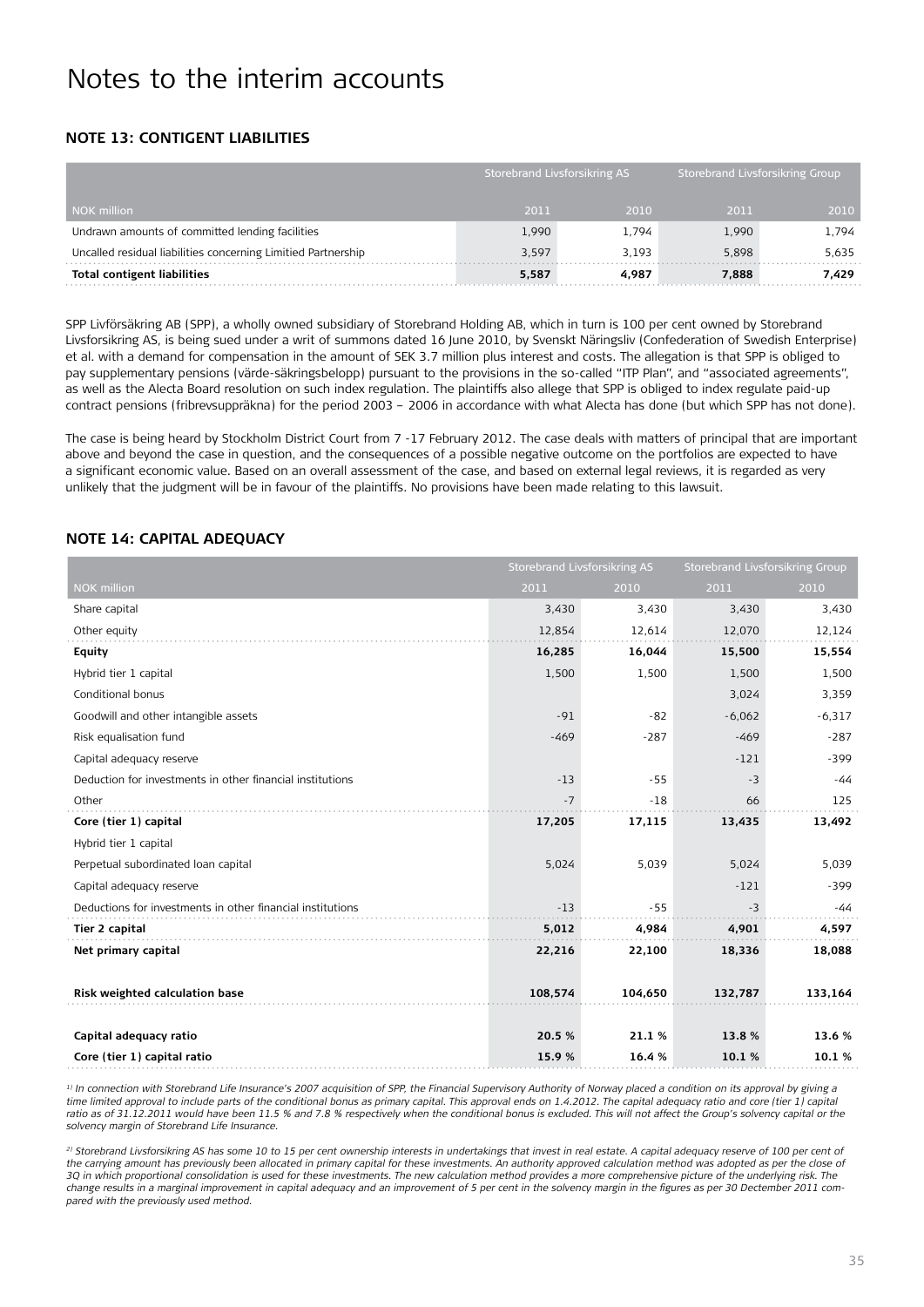# Notes to the interim accounts

## NOTE 13: CONTIGENT LIABILITIES

| | Storebrand Livsforsikring AS | | Storebrand Livsforsikring Group | |
|---|---|---|---|---|
| NOK million | 2011 | 2010 | 2011 | 2010 |
| Undrawn amounts of committed lending facilities | 1,990 | 1,794 | 1,990 | 1,794 |
| Uncalled residual liabilities concerning Limitied Partnership | 3,597 | 3,193 | 5,898 | 5,635 |
| **Total contigent liabilities** | **5,587** | **4,987** | **7,888** | **7,429** |

SPP Livförsäkring AB (SPP), a wholly owned subsidiary of Storebrand Holding AB, which in turn is 100 per cent owned by Storebrand Livsforsikring AS, is being sued under a writ of summons dated 16 June 2010, by Svenskt Näringsliv (Confederation of Swedish Enterprise) et al. with a demand for compensation in the amount of SEK 3.7 million plus interest and costs. The allegation is that SPP is obliged to pay supplementary pensions (värde-säkringsbelopp) pursuant to the provisions in the so-called "ITP Plan", and "associated agreements", as well as the Alecta Board resolution on such index regulation. The plaintiffs also allege that SPP is obliged to index regulate paid-up contract pensions (fribrevsuppräkna) for the period 2003 – 2006 in accordance with what Alecta has done (but which SPP has not done).

The case is being heard by Stockholm District Court from 7 -17 February 2012. The case deals with matters of principal that are important above and beyond the case in question, and the consequences of a possible negative outcome on the portfolios are expected to have a significant economic value. Based on an overall assessment of the case, and based on external legal reviews, it is regarded as very unlikely that the judgment will be in favour of the plaintiffs. No provisions have been made relating to this lawsuit.

## NOTE 14: CAPITAL ADEQUACY

| | Storebrand Livsforsikring AS | | Storebrand Livsforsikring Group | |
|---|---|---|---|---|
| NOK million | 2011 | 2010 | 2011 | 2010 |
| Share capital | 3,430 | 3,430 | 3,430 | 3,430 |
| Other equity | 12,854 | 12,614 | 12,070 | 12,124 |
| **Equity** | **16,285** | **16,044** | **15,500** | **15,554** |
| Hybrid tier 1 capital | 1,500 | 1,500 | 1,500 | 1,500 |
| Conditional bonus | | | 3,024 | 3,359 |
| Goodwill and other intangible assets | -91 | -82 | -6,062 | -6,317 |
| Risk equalisation fund | -469 | -287 | -469 | -287 |
| Capital adequacy reserve | | | -121 | -399 |
| Deduction for investments in other financial institutions | -13 | -55 | -3 | -44 |
| Other | -7 | -18 | 66 | 125 |
| **Core (tier 1) capital** | **17,205** | **17,115** | **13,435** | **13,492** |
| Hybrid tier 1 capital | | | | |
| Perpetual subordinated loan capital | 5,024 | 5,039 | 5,024 | 5,039 |
| Capital adequacy reserve | | | -121 | -399 |
| Deductions for investments in other financial institutions | -13 | -55 | -3 | -44 |
| **Tier 2 capital** | **5,012** | **4,984** | **4,901** | **4,597** |
| **Net primary capital** | **22,216** | **22,100** | **18,336** | **18,088** |
| | | | | |
| **Risk weighted calculation base** | **108,574** | **104,650** | **132,787** | **133,164** |
| | | | | |
| **Capital adequacy ratio** | **20.5 %** | **21.1 %** | **13.8 %** | **13.6 %** |
| **Core (tier 1) capital ratio** | **15.9 %** | **16.4 %** | **10.1 %** | **10.1 %** |

*[1] In connection with Storebrand Life Insurance's 2007 acquisition of SPP, the Financial Supervisory Authority of Norway placed a condition on its approval by giving a time limited approval to include parts of the conditional bonus as primary capital. This approval ends on 1.4.2012. The capital adequacy ratio and core (tier 1) capital ratio as of 31.12.2011 would have been 11.5 % and 7.8 % respectively when the conditional bonus is excluded. This will not affect the Group's solvency capital or the solvency margin of Storebrand Life Insurance.*

*[2] Storebrand Livsforsikring AS has some 10 to 15 per cent ownership interests in undertakings that invest in real estate. A capital adequacy reserve of 100 per cent of the carrying amount has previously been allocated in primary capital for these investments. An authority approved calculation method was adopted as per the close of 3Q in which proportional consolidation is used for these investments. The new calculation method provides a more comprehensive picture of the underlying risk. The change results in a marginal improvement in capital adequacy and an improvement of 5 per cent in the solvency margin in the figures as per 30 December 2011 compared with the previously used method.*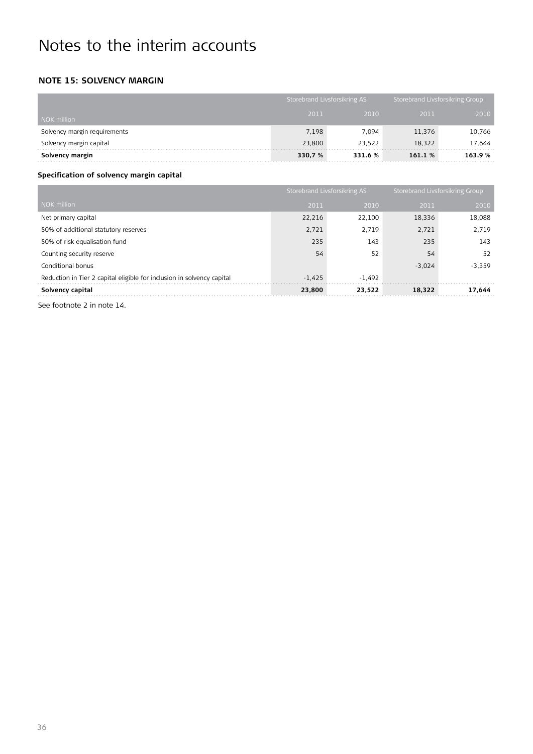# Notes to the interim accounts

## NOTE 15: SOLVENCY MARGIN

| | Storebrand Livsforsikring AS | | Storebrand Livsforsikring Group | |
|---|---|---|---|---|
| NOK million | 2011 | 2010 | 2011 | 2010 |
| Solvency margin requirements | 7,198 | 7,094 | 11,376 | 10,766 |
| Solvency margin capital | 23,800 | 23,522 | 18,322 | 17,644 |
| **Solvency margin** | **330,7 %** | **331.6 %** | **161.1 %** | **163.9 %** |

### Specification of solvency margin capital

| | Storebrand Livsforsikring AS | | Storebrand Livsforsikring Group | |
|---|---|---|---|---|
| NOK million | 2011 | 2010 | 2011 | 2010 |
| Net primary capital | 22,216 | 22,100 | 18,336 | 18,088 |
| 50% of additional statutory reserves | 2,721 | 2,719 | 2,721 | 2,719 |
| 50% of risk equalisation fund | 235 | 143 | 235 | 143 |
| Counting security reserve | 54 | 52 | 54 | 52 |
| Conditional bonus | | | -3,024 | -3,359 |
| Reduction in Tier 2 capital eligible for inclusion in solvency capital | -1,425 | -1,492 | | |
| **Solvency capital** | **23,800** | **23,522** | **18,322** | **17,644** |

See footnote 2 in note 14.